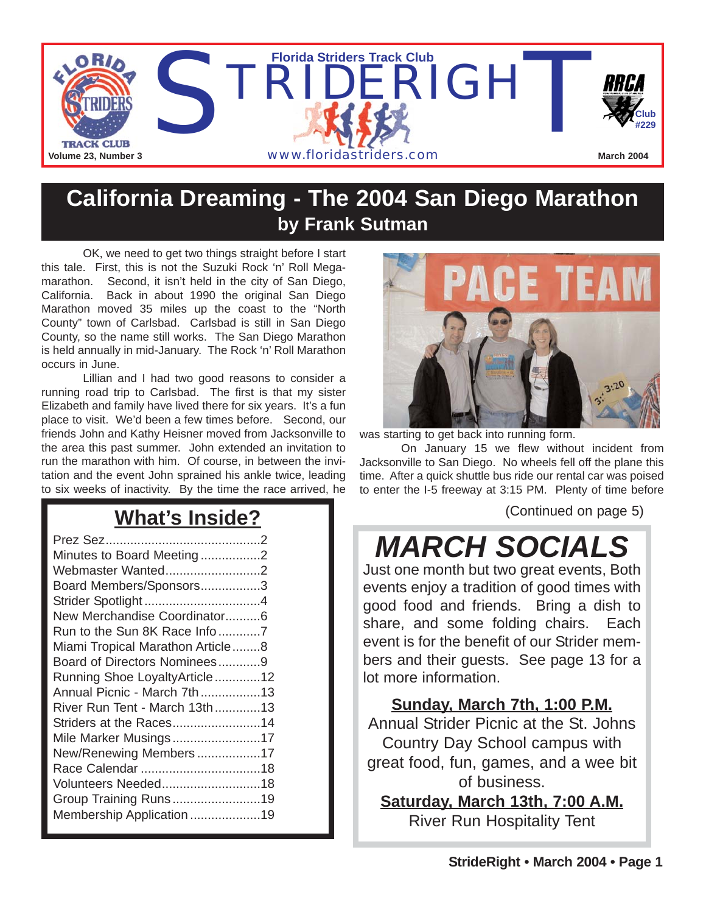# STRIDERIGHT

Florida Striders Track Club

www.floridastriders.com

Volume 23, Number 3

March 2004

RRCA Club #229

## California Dreaming - The 2004 San Diego Marathon
### by Frank Sutman

OK, we need to get two things straight before I start this tale. First, this is not the Suzuki Rock 'n' Roll Mega-marathon. Second, it isn't held in the city of San Diego, California. Back in about 1990 the original San Diego Marathon moved 35 miles up the coast to the "North County" town of Carlsbad. Carlsbad is still in San Diego County, so the name still works. The San Diego Marathon is held annually in mid-January. The Rock 'n' Roll Marathon occurs in June.

Lillian and I had two good reasons to consider a running road trip to Carlsbad. The first is that my sister Elizabeth and family have lived there for six years. It's a fun place to visit. We'd been a few times before. Second, our friends John and Kathy Heisner moved from Jacksonville to the area this past summer. John extended an invitation to run the marathon with him. Of course, in between the invitation and the event John sprained his ankle twice, leading to six weeks of inactivity. By the time the race arrived, he was starting to get back into running form.

On January 15 we flew without incident from Jacksonville to San Diego. No wheels fell off the plane this time. After a quick shuttle bus ride our rental car was poised to enter the I-5 freeway at 3:15 PM. Plenty of time before

(Continued on page 5)

## What's Inside?

- Prez Sez....................2
- Minutes to Board Meeting....................2
- Webmaster Wanted....................2
- Board Members/Sponsors....................3
- Strider Spotlight....................4
- New Merchandise Coordinator....................6
- Run to the Sun 8K Race Info....................7
- Miami Tropical Marathon Article....................8
- Board of Directors Nominees....................9
- Running Shoe LoyaltyArticle....................12
- Annual Picnic - March 7th....................13
- River Run Tent - March 13th....................13
- Striders at the Races....................14
- Mile Marker Musings....................17
- New/Renewing Members....................17
- Race Calendar....................18
- Volunteers Needed....................18
- Group Training Runs....................19
- Membership Application....................19

## *MARCH SOCIALS*

Just one month but two great events, Both events enjoy a tradition of good times with good food and friends. Bring a dish to share, and some folding chairs. Each event is for the benefit of our Strider members and their guests. See page 13 for a lot more information.

**Sunday, March 7th, 1:00 P.M.**

Annual Strider Picnic at the St. Johns Country Day School campus with great food, fun, games, and a wee bit of business.

**Saturday, March 13th, 7:00 A.M.**

River Run Hospitality Tent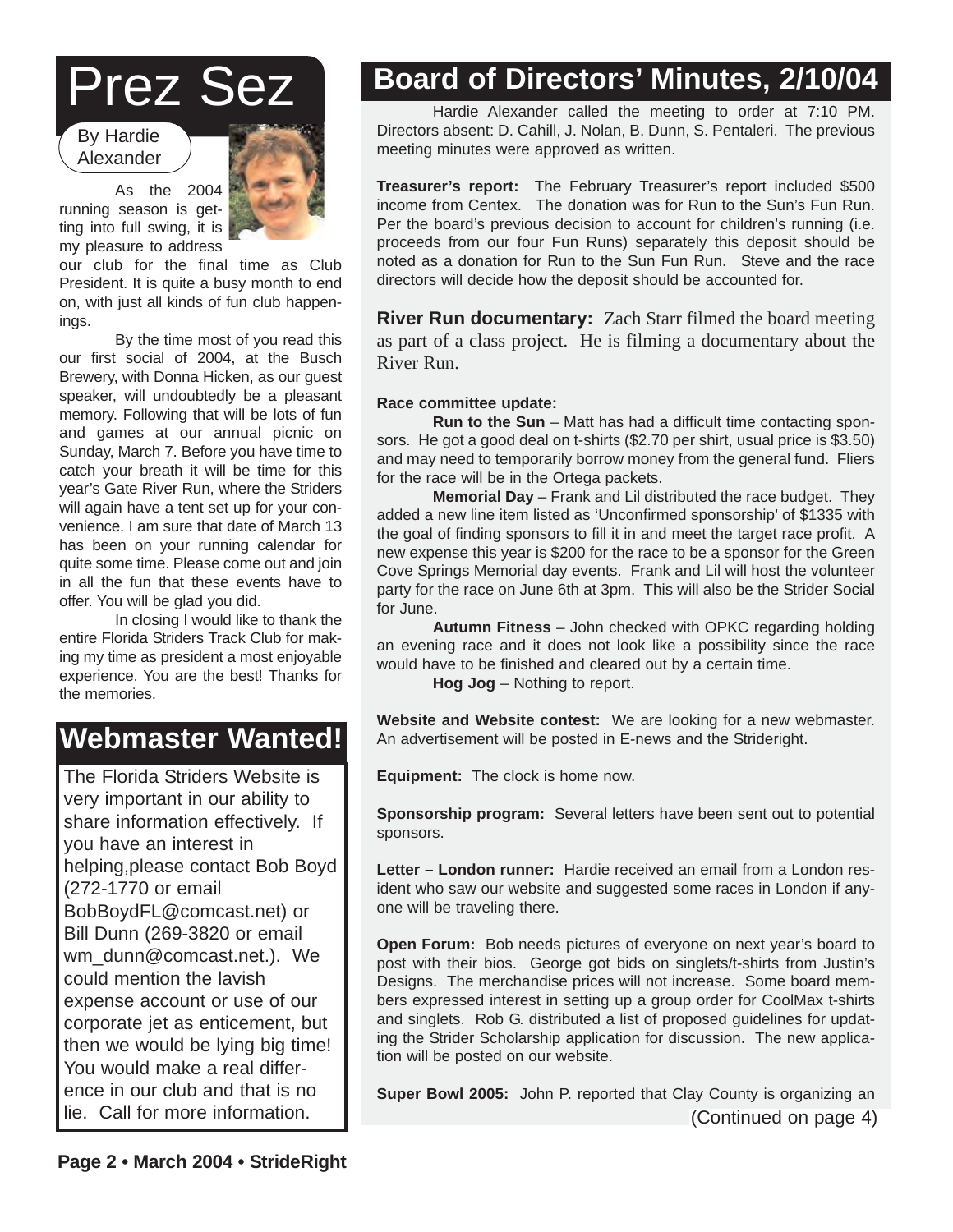# Prez Sez

By Hardie Alexander

As the 2004 running season is getting into full swing, it is my pleasure to address our club for the final time as Club President. It is quite a busy month to end on, with just all kinds of fun club happenings.

By the time most of you read this our first social of 2004, at the Busch Brewery, with Donna Hicken, as our guest speaker, will undoubtedly be a pleasant memory. Following that will be lots of fun and games at our annual picnic on Sunday, March 7. Before you have time to catch your breath it will be time for this year's Gate River Run, where the Striders will again have a tent set up for your convenience. I am sure that date of March 13 has been on your running calendar for quite some time. Please come out and join in all the fun that these events have to offer. You will be glad you did.

In closing I would like to thank the entire Florida Striders Track Club for making my time as president a most enjoyable experience. You are the best! Thanks for the memories.

# Webmaster Wanted!

The Florida Striders Website is very important in our ability to share information effectively. If you have an interest in helping,please contact Bob Boyd (272-1770 or email BobBoydFL@comcast.net) or Bill Dunn (269-3820 or email wm_dunn@comcast.net.). We could mention the lavish expense account or use of our corporate jet as enticement, but then we would be lying big time! You would make a real difference in our club and that is no lie. Call for more information.

# Board of Directors' Minutes, 2/10/04

Hardie Alexander called the meeting to order at 7:10 PM. Directors absent: D. Cahill, J. Nolan, B. Dunn, S. Pentaleri. The previous meeting minutes were approved as written.

**Treasurer's report:** The February Treasurer's report included $500 income from Centex. The donation was for Run to the Sun's Fun Run. Per the board's previous decision to account for children's running (i.e. proceeds from our four Fun Runs) separately this deposit should be noted as a donation for Run to the Sun Fun Run. Steve and the race directors will decide how the deposit should be accounted for.

**River Run documentary:** Zach Starr filmed the board meeting as part of a class project. He is filming a documentary about the River Run.

**Race committee update:**

**Run to the Sun** – Matt has had a difficult time contacting sponsors. He got a good deal on t-shirts ($2.70 per shirt, usual price is $3.50) and may need to temporarily borrow money from the general fund. Fliers for the race will be in the Ortega packets.

**Memorial Day** – Frank and Lil distributed the race budget. They added a new line item listed as 'Unconfirmed sponsorship' of $1335 with the goal of finding sponsors to fill it in and meet the target race profit. A new expense this year is $200 for the race to be a sponsor for the Green Cove Springs Memorial day events. Frank and Lil will host the volunteer party for the race on June 6th at 3pm. This will also be the Strider Social for June.

**Autumn Fitness** – John checked with OPKC regarding holding an evening race and it does not look like a possibility since the race would have to be finished and cleared out by a certain time.

**Hog Jog** – Nothing to report.

**Website and Website contest:** We are looking for a new webmaster. An advertisement will be posted in E-news and the Strideright.

**Equipment:** The clock is home now.

**Sponsorship program:** Several letters have been sent out to potential sponsors.

**Letter – London runner:** Hardie received an email from a London resident who saw our website and suggested some races in London if anyone will be traveling there.

**Open Forum:** Bob needs pictures of everyone on next year's board to post with their bios. George got bids on singlets/t-shirts from Justin's Designs. The merchandise prices will not increase. Some board members expressed interest in setting up a group order for CoolMax t-shirts and singlets. Rob G. distributed a list of proposed guidelines for updating the Strider Scholarship application for discussion. The new application will be posted on our website.

**Super Bowl 2005:** John P. reported that Clay County is organizing an

(Continued on page 4)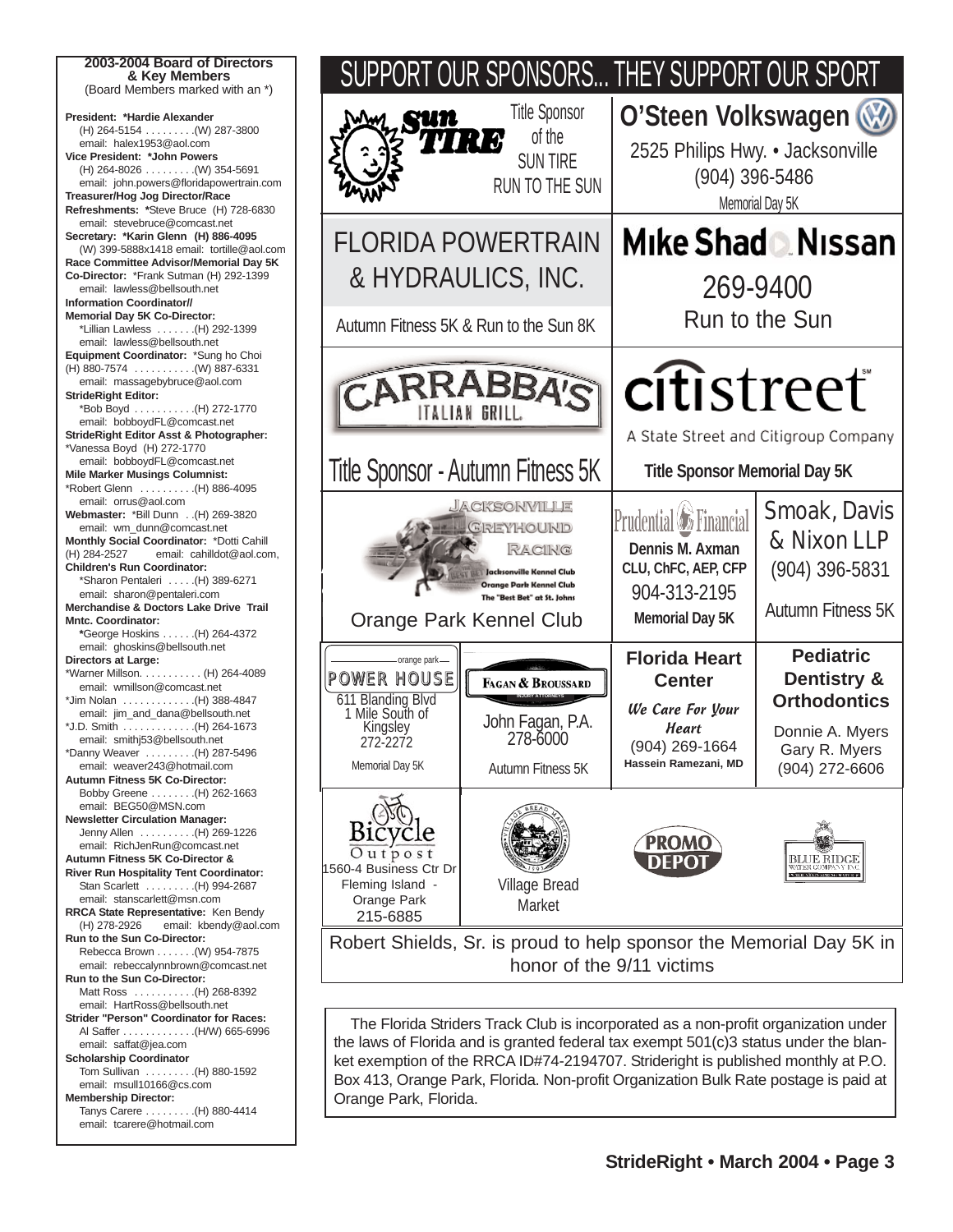## 2003-2004 Board of Directors & Key Members

(Board Members marked with an *)

**President: *Hardie Alexander**
(H) 264-5154 . . . . . . . . .(W) 287-3800
email: halex1953@aol.com

**Vice President: *John Powers**
(H) 264-8026 . . . . . . . . .(W) 354-5691
email: john.powers@floridapowertrain.com

**Treasurer/Hog Jog Director/Race Refreshments:** *Steve Bruce (H) 728-6830
email: stevebruce@comcast.net

**Secretary: *Karin Glenn (H) 886-4095**
(W) 399-5888x1418 email: tortille@aol.com

**Race Committee Advisor/Memorial Day 5K Co-Director:** *Frank Sutman (H) 292-1399
email: lawless@bellsouth.net

**Information Coordinator// Memorial Day 5K Co-Director:**
*Lillian Lawless . . . . . . .(H) 292-1399
email: lawless@bellsouth.net

**Equipment Coordinator:** *Sung ho Choi
(H) 880-7574 . . . . . . . . . . .(W) 887-6331
email: massagebybruce@aol.com

**StrideRight Editor:**
*Bob Boyd . . . . . . . . . . .(H) 272-1770
email: bobboydFL@comcast.net

**StrideRight Editor Asst & Photographer:**
*Vanessa Boyd (H) 272-1770
email: bobboydFL@comcast.net

**Mile Marker Musings Columnist:**
*Robert Glenn . . . . . . . . . .(H) 886-4095
email: orrus@aol.com

**Webmaster:** *Bill Dunn . .(H) 269-3820
email: wm_dunn@comcast.net

**Monthly Social Coordinator:** *Dotti Cahill
(H) 284-2527 email: cahilldot@aol.com,

**Children's Run Coordinator:**
*Sharon Pentaleri . . . . .(H) 389-6271
email: sharon@pentaleri.com

**Merchandise & Doctors Lake Drive Trail Mntc. Coordinator:**
*George Hoskins . . . . . .(H) 264-4372
email: ghoskins@bellsouth.net

**Directors at Large:**
*Warner Millson. . . . . . . . . . . (H) 264-4089
email: wmillson@comcast.net
*Jim Nolan . . . . . . . . . . . . .(H) 388-4847
email: jim_and_dana@bellsouth.net
*J.D. Smith . . . . . . . . . . . .(H) 264-1673
email: smithj53@bellsouth.net
*Danny Weaver . . . . . . . . .(H) 287-5496
email: weaver243@hotmail.com

**Autumn Fitness 5K Co-Director:**
Bobby Greene . . . . . . . .(H) 262-1663
email: BEG50@MSN.com

**Newsletter Circulation Manager:**
Jenny Allen . . . . . . . . . .(H) 269-1226
email: RichJenRun@comcast.net

**Autumn Fitness 5K Co-Director & River Run Hospitality Tent Coordinator:**
Stan Scarlett . . . . . . . . .(H) 994-2687
email: stanscarlett@msn.com

**RRCA State Representative:** Ken Bendy
(H) 278-2926 email: kbendy@aol.com

**Run to the Sun Co-Director:**
Rebecca Brown . . . . . . .(W) 954-7875
email: rebeccalynnbrown@comcast.net

**Run to the Sun Co-Director:**
Matt Ross . . . . . . . . . . .(H) 268-8392
email: HartRoss@bellsouth.net

**Strider "Person" Coordinator for Races:**
Al Saffer . . . . . . . . . . . . .(H/W) 665-6996
email: saffat@jea.com

**Scholarship Coordinator**
Tom Sullivan . . . . . . . . .(H) 880-1592
email: msull10166@cs.com

**Membership Director:**
Tanys Carere . . . . . . . . .(H) 880-4414
email: tcarere@hotmail.com

# SUPPORT OUR SPONSORS... THEY SUPPORT OUR SPORT

**Sun Tire** — Title Sponsor of the SUN TIRE RUN TO THE SUN

**O'Steen Volkswagen**
2525 Philips Hwy. • Jacksonville
(904) 396-5486
Memorial Day 5K

**FLORIDA POWERTRAIN & HYDRAULICS, INC.**
Autumn Fitness 5K & Run to the Sun 8K

**Mike Shad Nissan**
269-9400
Run to the Sun

**CARRABBA'S ITALIAN GRILL**
Title Sponsor - Autumn Fitness 5K

**citistreet**
A State Street and Citigroup Company
Title Sponsor Memorial Day 5K

**Jacksonville Greyhound Racing**
Jacksonville Kennel Club
Orange Park Kennel Club
The "Best Bet" at St. Johns
Orange Park Kennel Club

**Prudential Financial**
Dennis M. Axman
CLU, ChFC, AEP, CFP
904-313-2195
Memorial Day 5K

**Smoak, Davis & Nixon LLP**
(904) 396-5831
Autumn Fitness 5K

**orange park POWER HOUSE**
611 Blanding Blvd
1 Mile South of Kingsley
272-2272
Memorial Day 5K

**FAGAN & BROUSSARD**
INJURY ATTORNEYS
John Fagan, P.A.
278-6000
Autumn Fitness 5K

**Florida Heart Center**
*We Care For Your Heart*
(904) 269-1664
Hassein Ramezani, MD

**Pediatric Dentistry & Orthodontics**
Donnie A. Myers
Gary R. Myers
(904) 272-6606

**Bicycle Outpost**
1560-4 Business Ctr Dr
Fleming Island - Orange Park
215-6885

**Village Bread Market**

**PROMO DEPOT**

**BLUE RIDGE WATER COMPANY INC.**

Robert Shields, Sr. is proud to help sponsor the Memorial Day 5K in honor of the 9/11 victims

The Florida Striders Track Club is incorporated as a non-profit organization under the laws of Florida and is granted federal tax exempt 501(c)3 status under the blanket exemption of the RRCA ID#74-2194707. Strideright is published monthly at P.O. Box 413, Orange Park, Florida. Non-profit Organization Bulk Rate postage is paid at Orange Park, Florida.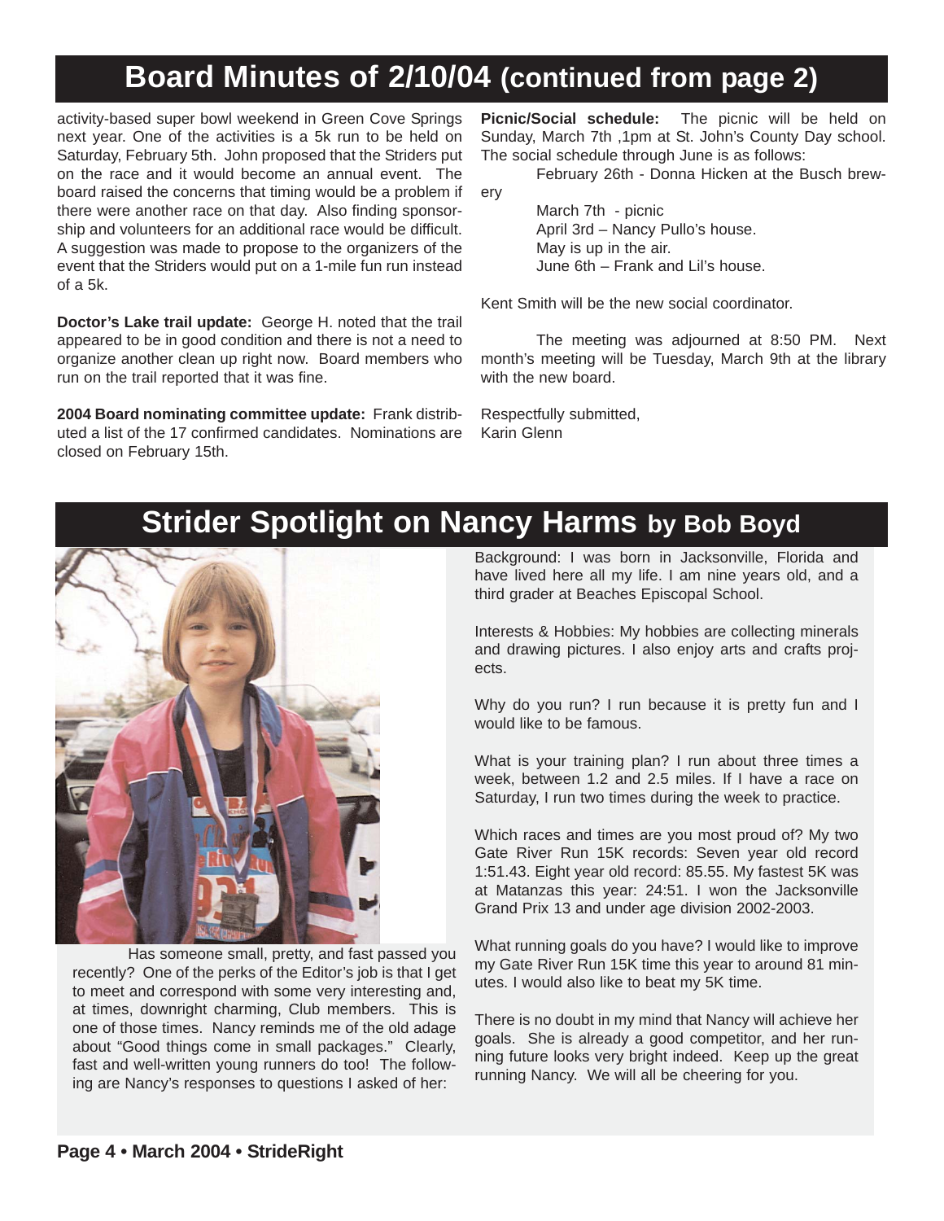## Board Minutes of 2/10/04 (continued from page 2)

activity-based super bowl weekend in Green Cove Springs next year. One of the activities is a 5k run to be held on Saturday, February 5th. John proposed that the Striders put on the race and it would become an annual event. The board raised the concerns that timing would be a problem if there were another race on that day. Also finding sponsorship and volunteers for an additional race would be difficult. A suggestion was made to propose to the organizers of the event that the Striders would put on a 1-mile fun run instead of a 5k.

**Doctor's Lake trail update:** George H. noted that the trail appeared to be in good condition and there is not a need to organize another clean up right now. Board members who run on the trail reported that it was fine.

**2004 Board nominating committee update:** Frank distributed a list of the 17 confirmed candidates. Nominations are closed on February 15th.

**Picnic/Social schedule:** The picnic will be held on Sunday, March 7th ,1pm at St. John's County Day school. The social schedule through June is as follows:

February 26th - Donna Hicken at the Busch brewery

March 7th - picnic

April 3rd – Nancy Pullo's house.

May is up in the air.

June 6th – Frank and Lil's house.

Kent Smith will be the new social coordinator.

The meeting was adjourned at 8:50 PM. Next month's meeting will be Tuesday, March 9th at the library with the new board.

Respectfully submitted,
Karin Glenn

## Strider Spotlight on Nancy Harms by Bob Boyd

Has someone small, pretty, and fast passed you recently? One of the perks of the Editor's job is that I get to meet and correspond with some very interesting and, at times, downright charming, Club members. This is one of those times. Nancy reminds me of the old adage about "Good things come in small packages." Clearly, fast and well-written young runners do too! The following are Nancy's responses to questions I asked of her:

Background: I was born in Jacksonville, Florida and have lived here all my life. I am nine years old, and a third grader at Beaches Episcopal School.

Interests & Hobbies: My hobbies are collecting minerals and drawing pictures. I also enjoy arts and crafts projects.

Why do you run? I run because it is pretty fun and I would like to be famous.

What is your training plan? I run about three times a week, between 1.2 and 2.5 miles. If I have a race on Saturday, I run two times during the week to practice.

Which races and times are you most proud of? My two Gate River Run 15K records: Seven year old record 1:51.43. Eight year old record: 85.55. My fastest 5K was at Matanzas this year: 24:51. I won the Jacksonville Grand Prix 13 and under age division 2002-2003.

What running goals do you have? I would like to improve my Gate River Run 15K time this year to around 81 minutes. I would also like to beat my 5K time.

There is no doubt in my mind that Nancy will achieve her goals. She is already a good competitor, and her running future looks very bright indeed. Keep up the great running Nancy. We will all be cheering for you.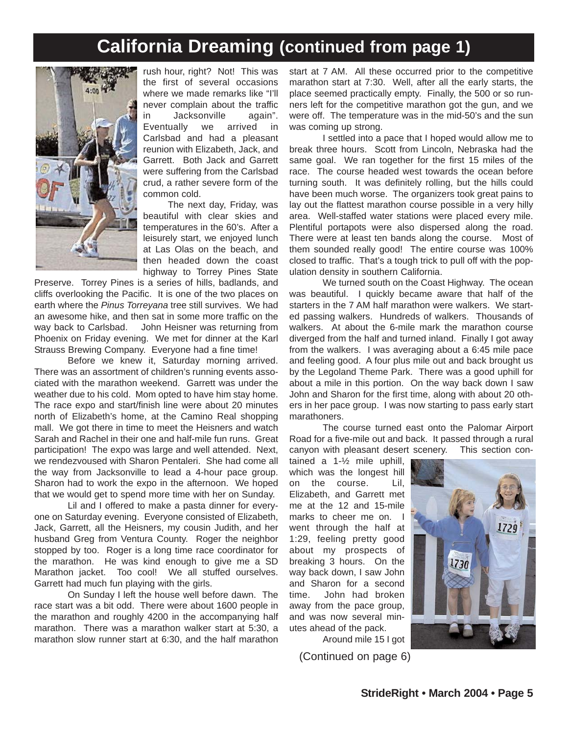# California Dreaming (continued from page 1)

rush hour, right? Not! This was the first of several occasions where we made remarks like "I'll never complain about the traffic in Jacksonville again". Eventually we arrived in Carlsbad and had a pleasant reunion with Elizabeth, Jack, and Garrett. Both Jack and Garrett were suffering from the Carlsbad crud, a rather severe form of the common cold.

The next day, Friday, was beautiful with clear skies and temperatures in the 60's. After a leisurely start, we enjoyed lunch at Las Olas on the beach, and then headed down the coast highway to Torrey Pines State Preserve. Torrey Pines is a series of hills, badlands, and cliffs overlooking the Pacific. It is one of the two places on earth where the *Pinus Torreyana* tree still survives. We had an awesome hike, and then sat in some more traffic on the way back to Carlsbad. John Heisner was returning from Phoenix on Friday evening. We met for dinner at the Karl Strauss Brewing Company. Everyone had a fine time!

Before we knew it, Saturday morning arrived. There was an assortment of children's running events associated with the marathon weekend. Garrett was under the weather due to his cold. Mom opted to have him stay home. The race expo and start/finish line were about 20 minutes north of Elizabeth's home, at the Camino Real shopping mall. We got there in time to meet the Heisners and watch Sarah and Rachel in their one and half-mile fun runs. Great participation! The expo was large and well attended. Next, we rendezvoused with Sharon Pentaleri. She had come all the way from Jacksonville to lead a 4-hour pace group. Sharon had to work the expo in the afternoon. We hoped that we would get to spend more time with her on Sunday.

Lil and I offered to make a pasta dinner for everyone on Saturday evening. Everyone consisted of Elizabeth, Jack, Garrett, all the Heisners, my cousin Judith, and her husband Greg from Ventura County. Roger the neighbor stopped by too. Roger is a long time race coordinator for the marathon. He was kind enough to give me a SD Marathon jacket. Too cool! We all stuffed ourselves. Garrett had much fun playing with the girls.

On Sunday I left the house well before dawn. The race start was a bit odd. There were about 1600 people in the marathon and roughly 4200 in the accompanying half marathon. There was a marathon walker start at 5:30, a marathon slow runner start at 6:30, and the half marathon start at 7 AM. All these occurred prior to the competitive marathon start at 7:30. Well, after all the early starts, the place seemed practically empty. Finally, the 500 or so runners left for the competitive marathon got the gun, and we were off. The temperature was in the mid-50's and the sun was coming up strong.

I settled into a pace that I hoped would allow me to break three hours. Scott from Lincoln, Nebraska had the same goal. We ran together for the first 15 miles of the race. The course headed west towards the ocean before turning south. It was definitely rolling, but the hills could have been much worse. The organizers took great pains to lay out the flattest marathon course possible in a very hilly area. Well-staffed water stations were placed every mile. Plentiful portapots were also dispersed along the road. There were at least ten bands along the course. Most of them sounded really good! The entire course was 100% closed to traffic. That's a tough trick to pull off with the population density in southern California.

We turned south on the Coast Highway. The ocean was beautiful. I quickly became aware that half of the starters in the 7 AM half marathon were walkers. We started passing walkers. Hundreds of walkers. Thousands of walkers. At about the 6-mile mark the marathon course diverged from the half and turned inland. Finally I got away from the walkers. I was averaging about a 6:45 mile pace and feeling good. A four plus mile out and back brought us by the Legoland Theme Park. There was a good uphill for about a mile in this portion. On the way back down I saw John and Sharon for the first time, along with about 20 others in her pace group. I was now starting to pass early start marathoners.

The course turned east onto the Palomar Airport Road for a five-mile out and back. It passed through a rural canyon with pleasant desert scenery. This section contained a 1-½ mile uphill, which was the longest hill on the course. Lil, Elizabeth, and Garrett met me at the 12 and 15-mile marks to cheer me on. I went through the half at 1:29, feeling pretty good about my prospects of breaking 3 hours. On the way back down, I saw John and Sharon for a second time. John had broken away from the pace group, and was now several minutes ahead of the pack.

Around mile 15 I got

(Continued on page 6)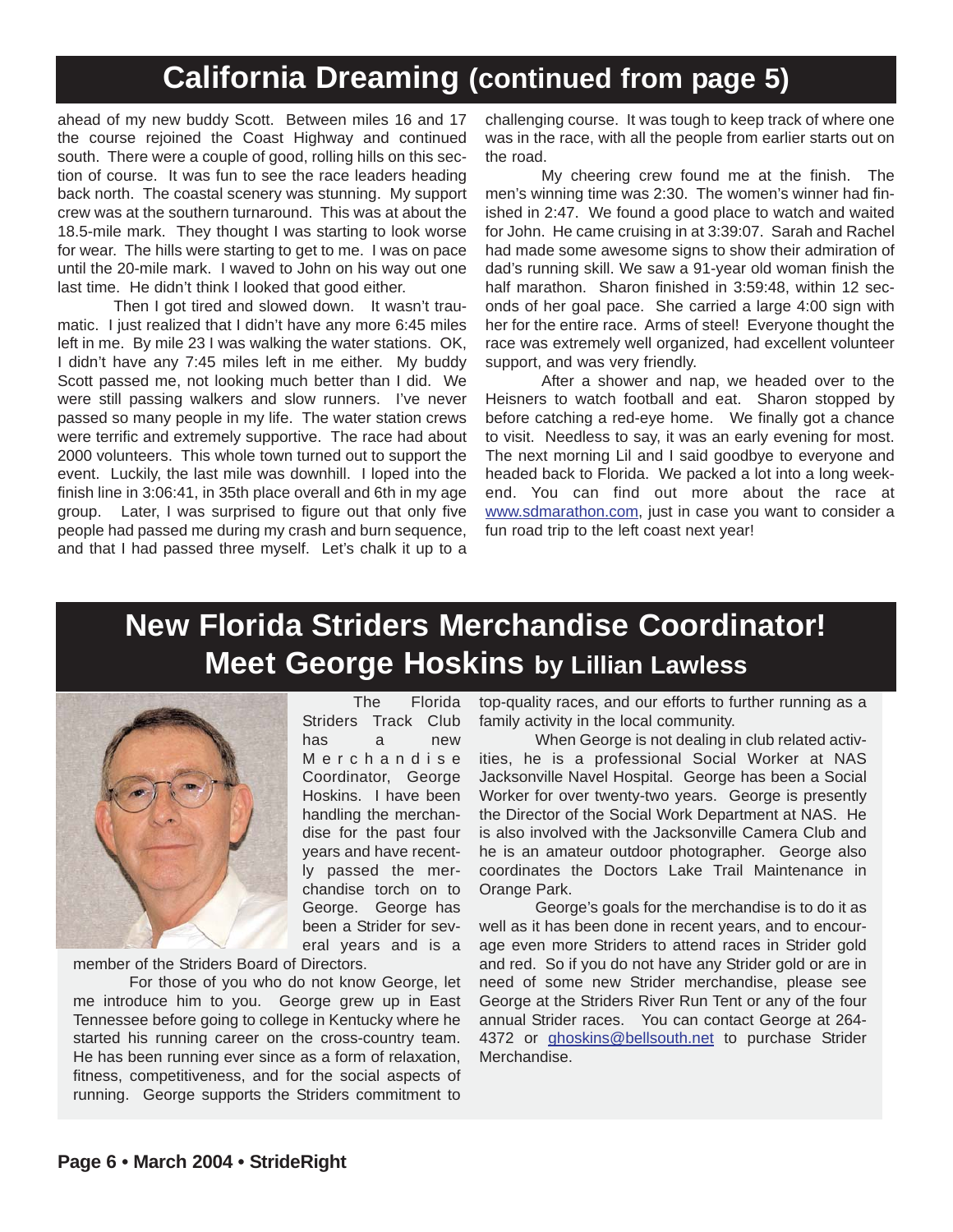## California Dreaming (continued from page 5)

ahead of my new buddy Scott. Between miles 16 and 17 the course rejoined the Coast Highway and continued south. There were a couple of good, rolling hills on this section of course. It was fun to see the race leaders heading back north. The coastal scenery was stunning. My support crew was at the southern turnaround. This was at about the 18.5-mile mark. They thought I was starting to look worse for wear. The hills were starting to get to me. I was on pace until the 20-mile mark. I waved to John on his way out one last time. He didn't think I looked that good either.

Then I got tired and slowed down. It wasn't traumatic. I just realized that I didn't have any more 6:45 miles left in me. By mile 23 I was walking the water stations. OK, I didn't have any 7:45 miles left in me either. My buddy Scott passed me, not looking much better than I did. We were still passing walkers and slow runners. I've never passed so many people in my life. The water station crews were terrific and extremely supportive. The race had about 2000 volunteers. This whole town turned out to support the event. Luckily, the last mile was downhill. I loped into the finish line in 3:06:41, in 35th place overall and 6th in my age group. Later, I was surprised to figure out that only five people had passed me during my crash and burn sequence, and that I had passed three myself. Let's chalk it up to a challenging course. It was tough to keep track of where one was in the race, with all the people from earlier starts out on the road.

My cheering crew found me at the finish. The men's winning time was 2:30. The women's winner had finished in 2:47. We found a good place to watch and waited for John. He came cruising in at 3:39:07. Sarah and Rachel had made some awesome signs to show their admiration of dad's running skill. We saw a 91-year old woman finish the half marathon. Sharon finished in 3:59:48, within 12 seconds of her goal pace. She carried a large 4:00 sign with her for the entire race. Arms of steel! Everyone thought the race was extremely well organized, had excellent volunteer support, and was very friendly.

After a shower and nap, we headed over to the Heisners to watch football and eat. Sharon stopped by before catching a red-eye home. We finally got a chance to visit. Needless to say, it was an early evening for most. The next morning Lil and I said goodbye to everyone and headed back to Florida. We packed a lot into a long weekend. You can find out more about the race at www.sdmarathon.com, just in case you want to consider a fun road trip to the left coast next year!

## New Florida Striders Merchandise Coordinator! Meet George Hoskins by Lillian Lawless

The Florida Striders Track Club has a new Merchandise Coordinator, George Hoskins. I have been handling the merchandise for the past four years and have recently passed the merchandise torch on to George. George has been a Strider for several years and is a member of the Striders Board of Directors.

For those of you who do not know George, let me introduce him to you. George grew up in East Tennessee before going to college in Kentucky where he started his running career on the cross-country team. He has been running ever since as a form of relaxation, fitness, competitiveness, and for the social aspects of running. George supports the Striders commitment to top-quality races, and our efforts to further running as a family activity in the local community.

When George is not dealing in club related activities, he is a professional Social Worker at NAS Jacksonville Navel Hospital. George has been a Social Worker for over twenty-two years. George is presently the Director of the Social Work Department at NAS. He is also involved with the Jacksonville Camera Club and he is an amateur outdoor photographer. George also coordinates the Doctors Lake Trail Maintenance in Orange Park.

George's goals for the merchandise is to do it as well as it has been done in recent years, and to encourage even more Striders to attend races in Strider gold and red. So if you do not have any Strider gold or are in need of some new Strider merchandise, please see George at the Striders River Run Tent or any of the four annual Strider races. You can contact George at 264-4372 or ghoskins@bellsouth.net to purchase Strider Merchandise.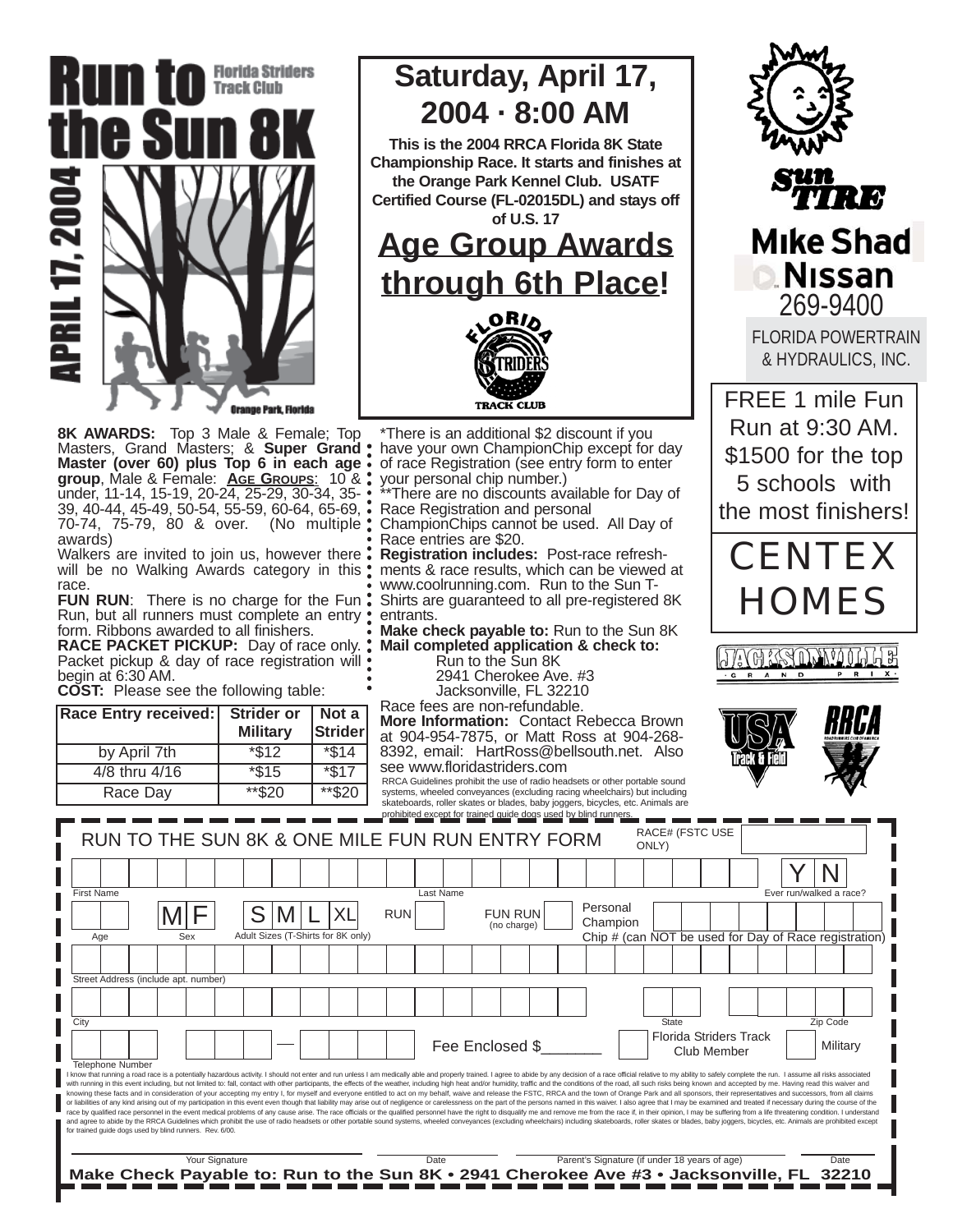# Run to the Sun 8K

Florida Striders Track Club

APRIL 17, 2004

Orange Park, Florida

## Saturday, April 17, 2004 · 8:00 AM

**This is the 2004 RRCA Florida 8K State Championship Race. It starts and finishes at the Orange Park Kennel Club. USATF Certified Course (FL-02015DL) and stays off of U.S. 17**

## Age Group Awards through 6th Place!

FLORIDA STRIDERS TRACK CLUB

Sun TIRE

Mike Shad Nissan 269-9400

FLORIDA POWERTRAIN & HYDRAULICS, INC.

FREE 1 mile Fun Run at 9:30 AM. $1500 for the top 5 schools with the most finishers!

CENTEX HOMES

JACKSONVILLE GRAND PRIX

USA Track & Field

RRCA

**8K AWARDS:** Top 3 Male & Female; Top Masters, Grand Masters; & **Super Grand Master (over 60) plus Top 6 in each age group**, Male & Female: **AGE GROUPS**: 10 & under, 11-14, 15-19, 20-24, 25-29, 30-34, 35-39, 40-44, 45-49, 50-54, 55-59, 60-64, 65-69, 70-74, 75-79, 80 & over. (No multiple awards)

Walkers are invited to join us, however there will be no Walking Awards category in this race.

**FUN RUN**: There is no charge for the Fun Run, but all runners must complete an entry form. Ribbons awarded to all finishers.

**RACE PACKET PICKUP:** Day of race only. Packet pickup & day of race registration will begin at 6:30 AM.

**COST:** Please see the following table:

| Race Entry received: | Strider or Military | Not a Strider |
|---|---|---|
| by April 7th | *$12 | *$14 |
| 4/8 thru 4/16 | *$15 | *$17 |
| Race Day | **$20 | **$20 |

*There is an additional $2 discount if you have your own ChampionChip except for day of race Registration (see entry form to enter your personal chip number.)

**There are no discounts available for Day of Race Registration and personal ChampionChips cannot be used. All Day of Race entries are $20.

**Registration includes:** Post-race refreshments & race results, which can be viewed at www.coolrunning.com. Run to the Sun T-Shirts are guaranteed to all pre-registered 8K entrants.

**Make check payable to:** Run to the Sun 8K

**Mail completed application & check to:**

Run to the Sun 8K
2941 Cherokee Ave. #3
Jacksonville, FL 32210

Race fees are non-refundable.

**More Information:** Contact Rebecca Brown at 904-954-7875, or Matt Ross at 904-268-8392, email: HartRoss@bellsouth.net. Also see www.floridastriders.com

RRCA Guidelines prohibit the use of radio headsets or other portable sound systems, wheeled conveyances (excluding racing wheelchairs) but including skateboards, roller skates or blades, baby joggers, bicycles, etc. Animals are prohibited except for trained guide dogs used by blind runners.

---

## RUN TO THE SUN 8K & ONE MILE FUN RUN ENTRY FORM

RACE# (FSTC USE ONLY) ______

First Name ______ Last Name ______ Ever run/walked a race? Y N

Age ______ Sex M F Adult Sizes (T-Shirts for 8K only) S M L XL RUN ☐ FUN RUN (no charge) ☐ Personal Champion Chip # (can NOT be used for Day of Race registration) ______

Street Address (include apt. number) ______

City ______ State ______ Zip Code ______

Telephone Number ______ Fee Enclosed $_______ ☐ Florida Striders Track Club Member ☐ Military

I know that running a road race is a potentially hazardous activity. I should not enter and run unless I am medically able and properly trained. I agree to abide by any decision of a race official relative to my ability to safely complete the run. I assume all risks associated with running in this event including, but not limited to: fall, contact with other participants, the effects of the weather, including high heat and/or humidity, traffic and the conditions of the road, all such risks being known and accepted by me. Having read this waiver and knowing these facts and in consideration of your accepting my entry I, for myself and anyone entitled to act on my behalf, waive and release the FSTC, RRCA and the town of Orange Park and all sponsors, their representatives and successors, from all claims or liabilities of any kind arising out of my participation in this event even though that liability may arise out of negligence or carelessness on the part of the persons named in this waiver. I also agree that I may be examined and treated if necessary during the course of the race by qualified race personnel in the event medical problems of any cause arise. The race officials or the qualified personnel have the right to disqualify me and remove me from the race if, in their opinion, I may be suffering from a life threatening condition. I understand and agree to abide by the RRCA Guidelines which prohibit the use of radio headsets or other portable sound systems, wheeled conveyances (excluding wheelchairs) including skateboards, roller skates or blades, baby joggers, bicycles, etc. Animals are prohibited except for trained guide dogs used by blind runners. Rev. 6/00.

Your Signature ______ Date ______ Parent's Signature (if under 18 years of age) ______ Date ______

**Make Check Payable to: Run to the Sun 8K • 2941 Cherokee Ave #3 • Jacksonville, FL 32210**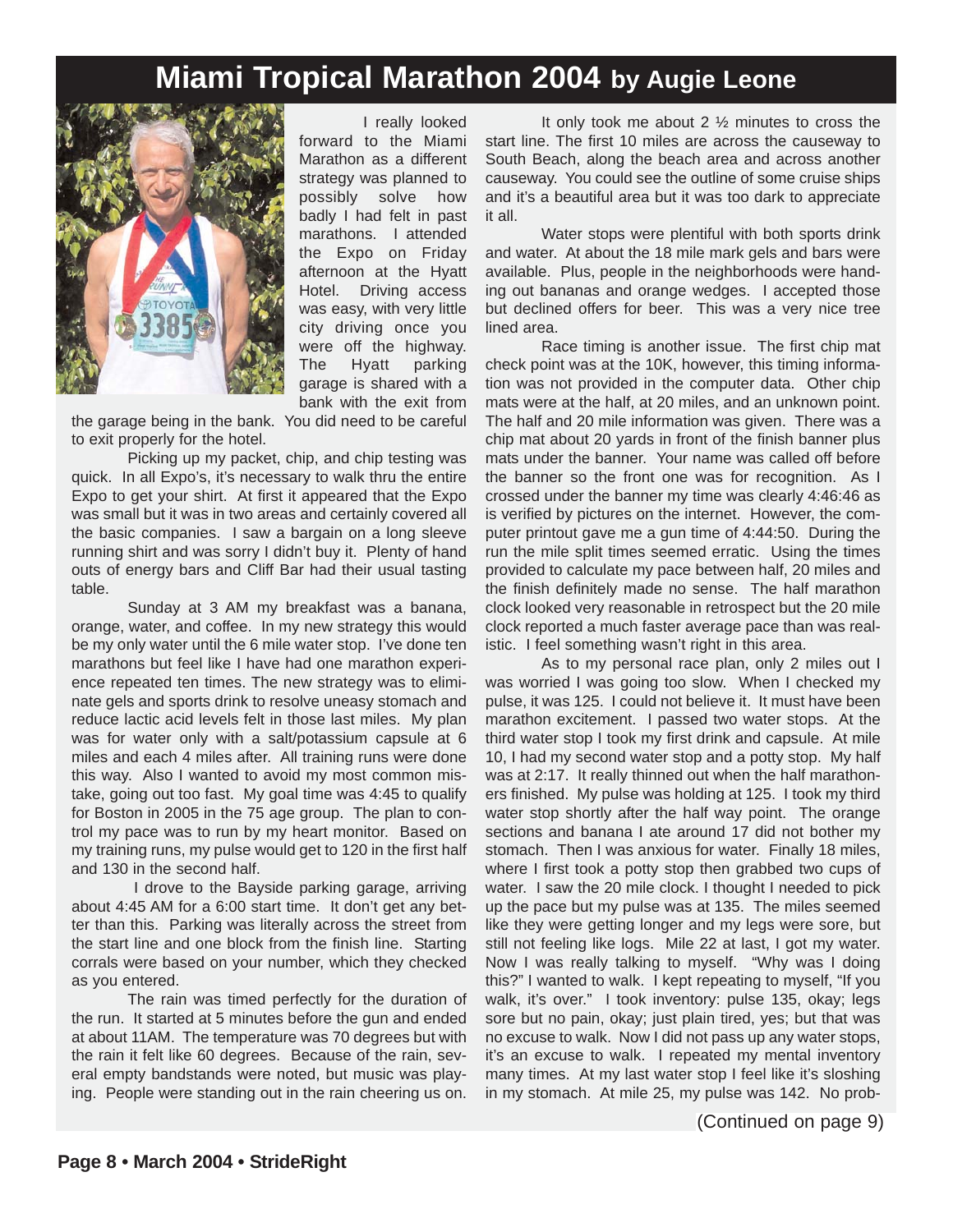# Miami Tropical Marathon 2004 by Augie Leone

I really looked forward to the Miami Marathon as a different strategy was planned to possibly solve how badly I had felt in past marathons. I attended the Expo on Friday afternoon at the Hyatt Hotel. Driving access was easy, with very little city driving once you were off the highway. The Hyatt parking garage is shared with a bank with the exit from the garage being in the bank. You did need to be careful to exit properly for the hotel.

Picking up my packet, chip, and chip testing was quick. In all Expo's, it's necessary to walk thru the entire Expo to get your shirt. At first it appeared that the Expo was small but it was in two areas and certainly covered all the basic companies. I saw a bargain on a long sleeve running shirt and was sorry I didn't buy it. Plenty of hand outs of energy bars and Cliff Bar had their usual tasting table.

Sunday at 3 AM my breakfast was a banana, orange, water, and coffee. In my new strategy this would be my only water until the 6 mile water stop. I've done ten marathons but feel like I have had one marathon experience repeated ten times. The new strategy was to eliminate gels and sports drink to resolve uneasy stomach and reduce lactic acid levels felt in those last miles. My plan was for water only with a salt/potassium capsule at 6 miles and each 4 miles after. All training runs were done this way. Also I wanted to avoid my most common mistake, going out too fast. My goal time was 4:45 to qualify for Boston in 2005 in the 75 age group. The plan to control my pace was to run by my heart monitor. Based on my training runs, my pulse would get to 120 in the first half and 130 in the second half.

I drove to the Bayside parking garage, arriving about 4:45 AM for a 6:00 start time. It don't get any better than this. Parking was literally across the street from the start line and one block from the finish line. Starting corrals were based on your number, which they checked as you entered.

The rain was timed perfectly for the duration of the run. It started at 5 minutes before the gun and ended at about 11AM. The temperature was 70 degrees but with the rain it felt like 60 degrees. Because of the rain, several empty bandstands were noted, but music was playing. People were standing out in the rain cheering us on.

It only took me about 2 ½ minutes to cross the start line. The first 10 miles are across the causeway to South Beach, along the beach area and across another causeway. You could see the outline of some cruise ships and it's a beautiful area but it was too dark to appreciate it all.

Water stops were plentiful with both sports drink and water. At about the 18 mile mark gels and bars were available. Plus, people in the neighborhoods were handing out bananas and orange wedges. I accepted those but declined offers for beer. This was a very nice tree lined area.

Race timing is another issue. The first chip mat check point was at the 10K, however, this timing information was not provided in the computer data. Other chip mats were at the half, at 20 miles, and an unknown point. The half and 20 mile information was given. There was a chip mat about 20 yards in front of the finish banner plus mats under the banner. Your name was called off before the banner so the front one was for recognition. As I crossed under the banner my time was clearly 4:46:46 as is verified by pictures on the internet. However, the computer printout gave me a gun time of 4:44:50. During the run the mile split times seemed erratic. Using the times provided to calculate my pace between half, 20 miles and the finish definitely made no sense. The half marathon clock looked very reasonable in retrospect but the 20 mile clock reported a much faster average pace than was realistic. I feel something wasn't right in this area.

As to my personal race plan, only 2 miles out I was worried I was going too slow. When I checked my pulse, it was 125. I could not believe it. It must have been marathon excitement. I passed two water stops. At the third water stop I took my first drink and capsule. At mile 10, I had my second water stop and a potty stop. My half was at 2:17. It really thinned out when the half marathoners finished. My pulse was holding at 125. I took my third water stop shortly after the half way point. The orange sections and banana I ate around 17 did not bother my stomach. Then I was anxious for water. Finally 18 miles, where I first took a potty stop then grabbed two cups of water. I saw the 20 mile clock. I thought I needed to pick up the pace but my pulse was at 135. The miles seemed like they were getting longer and my legs were sore, but still not feeling like logs. Mile 22 at last, I got my water. Now I was really talking to myself. "Why was I doing this?" I wanted to walk. I kept repeating to myself, "If you walk, it's over." I took inventory: pulse 135, okay; legs sore but no pain, okay; just plain tired, yes; but that was no excuse to walk. Now I did not pass up any water stops, it's an excuse to walk. I repeated my mental inventory many times. At my last water stop I feel like it's sloshing in my stomach. At mile 25, my pulse was 142. No prob-

(Continued on page 9)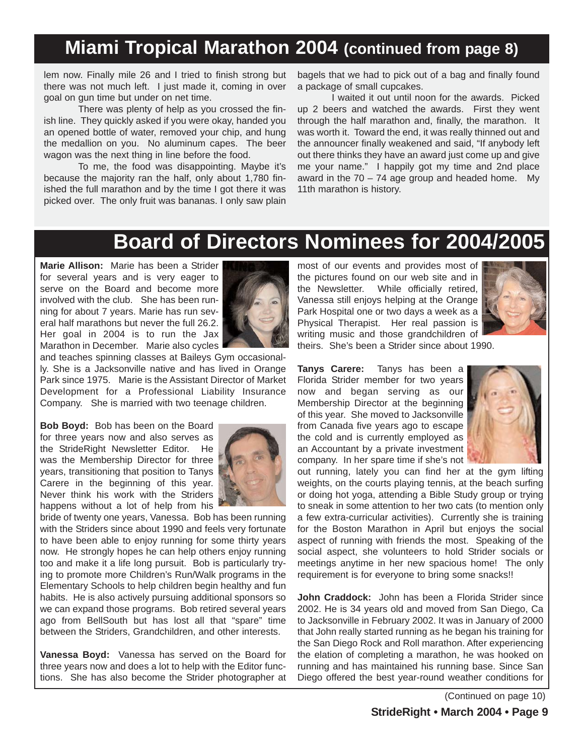## Miami Tropical Marathon 2004 (continued from page 8)

lem now. Finally mile 26 and I tried to finish strong but there was not much left. I just made it, coming in over goal on gun time but under on net time.

There was plenty of help as you crossed the finish line. They quickly asked if you were okay, handed you an opened bottle of water, removed your chip, and hung the medallion on you. No aluminum capes. The beer wagon was the next thing in line before the food.

To me, the food was disappointing. Maybe it's because the majority ran the half, only about 1,780 finished the full marathon and by the time I got there it was picked over. The only fruit was bananas. I only saw plain bagels that we had to pick out of a bag and finally found a package of small cupcakes.

I waited it out until noon for the awards. Picked up 2 beers and watched the awards. First they went through the half marathon and, finally, the marathon. It was worth it. Toward the end, it was really thinned out and the announcer finally weakened and said, "If anybody left out there thinks they have an award just come up and give me your name." I happily got my time and 2nd place award in the 70 – 74 age group and headed home. My 11th marathon is history.

# Board of Directors Nominees for 2004/2005

**Marie Allison:** Marie has been a Strider for several years and is very eager to serve on the Board and become more involved with the club. She has been running for about 7 years. Marie has run several half marathons but never the full 26.2. Her goal in 2004 is to run the Jax Marathon in December. Marie also cycles and teaches spinning classes at Baileys Gym occasionally. She is a Jacksonville native and has lived in Orange Park since 1975. Marie is the Assistant Director of Market Development for a Professional Liability Insurance Company. She is married with two teenage children.

**Bob Boyd:** Bob has been on the Board for three years now and also serves as the StrideRight Newsletter Editor. He was the Membership Director for three years, transitioning that position to Tanys Carere in the beginning of this year. Never think his work with the Striders happens without a lot of help from his bride of twenty one years, Vanessa. Bob has been running with the Striders since about 1990 and feels very fortunate to have been able to enjoy running for some thirty years now. He strongly hopes he can help others enjoy running too and make it a life long pursuit. Bob is particularly trying to promote more Children's Run/Walk programs in the Elementary Schools to help children begin healthy and fun habits. He is also actively pursuing additional sponsors so we can expand those programs. Bob retired several years ago from BellSouth but has lost all that "spare" time between the Striders, Grandchildren, and other interests.

**Vanessa Boyd:** Vanessa has served on the Board for three years now and does a lot to help with the Editor functions. She has also become the Strider photographer at most of our events and provides most of the pictures found on our web site and in the Newsletter. While officially retired, Vanessa still enjoys helping at the Orange Park Hospital one or two days a week as a Physical Therapist. Her real passion is writing music and those grandchildren of theirs. She's been a Strider since about 1990.

**Tanys Carere:** Tanys has been a Florida Strider member for two years now and began serving as our Membership Director at the beginning of this year. She moved to Jacksonville from Canada five years ago to escape the cold and is currently employed as an Accountant by a private investment company. In her spare time if she's not out running, lately you can find her at the gym lifting weights, on the courts playing tennis, at the beach surfing or doing hot yoga, attending a Bible Study group or trying to sneak in some attention to her two cats (to mention only a few extra-curricular activities). Currently she is training for the Boston Marathon in April but enjoys the social aspect of running with friends the most. Speaking of the social aspect, she volunteers to hold Strider socials or meetings anytime in her new spacious home! The only requirement is for everyone to bring some snacks!!

**John Craddock:** John has been a Florida Strider since 2002. He is 34 years old and moved from San Diego, Ca to Jacksonville in February 2002. It was in January of 2000 that John really started running as he began his training for the San Diego Rock and Roll marathon. After experiencing the elation of completing a marathon, he was hooked on running and has maintained his running base. Since San Diego offered the best year-round weather conditions for

(Continued on page 10)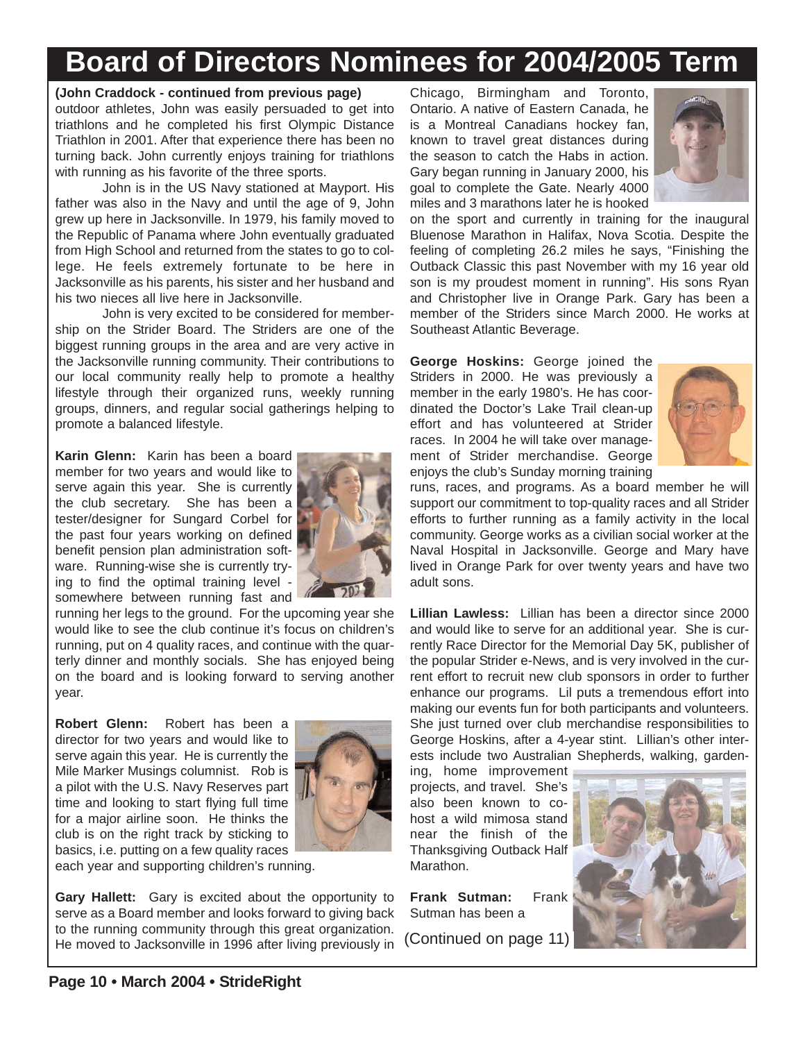# Board of Directors Nominees for 2004/2005 Term

**(John Craddock - continued from previous page)**
outdoor athletes, John was easily persuaded to get into triathlons and he completed his first Olympic Distance Triathlon in 2001. After that experience there has been no turning back. John currently enjoys training for triathlons with running as his favorite of the three sports.

John is in the US Navy stationed at Mayport. His father was also in the Navy and until the age of 9, John grew up here in Jacksonville. In 1979, his family moved to the Republic of Panama where John eventually graduated from High School and returned from the states to go to college. He feels extremely fortunate to be here in Jacksonville as his parents, his sister and her husband and his two nieces all live here in Jacksonville.

John is very excited to be considered for membership on the Strider Board. The Striders are one of the biggest running groups in the area and are very active in the Jacksonville running community. Their contributions to our local community really help to promote a healthy lifestyle through their organized runs, weekly running groups, dinners, and regular social gatherings helping to promote a balanced lifestyle.

**Karin Glenn:** Karin has been a board member for two years and would like to serve again this year. She is currently the club secretary. She has been a tester/designer for Sungard Corbel for the past four years working on defined benefit pension plan administration software. Running-wise she is currently trying to find the optimal training level - somewhere between running fast and running her legs to the ground. For the upcoming year she would like to see the club continue it's focus on children's running, put on 4 quality races, and continue with the quarterly dinner and monthly socials. She has enjoyed being on the board and is looking forward to serving another year.

**Robert Glenn:** Robert has been a director for two years and would like to serve again this year. He is currently the Mile Marker Musings columnist. Rob is a pilot with the U.S. Navy Reserves part time and looking to start flying full time for a major airline soon. He thinks the club is on the right track by sticking to basics, i.e. putting on a few quality races each year and supporting children's running.

**Gary Hallett:** Gary is excited about the opportunity to serve as a Board member and looks forward to giving back to the running community through this great organization. He moved to Jacksonville in 1996 after living previously in Chicago, Birmingham and Toronto, Ontario. A native of Eastern Canada, he is a Montreal Canadians hockey fan, known to travel great distances during the season to catch the Habs in action. Gary began running in January 2000, his goal to complete the Gate. Nearly 4000 miles and 3 marathons later he is hooked on the sport and currently in training for the inaugural Bluenose Marathon in Halifax, Nova Scotia. Despite the feeling of completing 26.2 miles he says, "Finishing the Outback Classic this past November with my 16 year old son is my proudest moment in running". His sons Ryan and Christopher live in Orange Park. Gary has been a member of the Striders since March 2000. He works at Southeast Atlantic Beverage.

**George Hoskins:** George joined the Striders in 2000. He was previously a member in the early 1980's. He has coordinated the Doctor's Lake Trail clean-up effort and has volunteered at Strider races. In 2004 he will take over management of Strider merchandise. George enjoys the club's Sunday morning training runs, races, and programs. As a board member he will support our commitment to top-quality races and all Strider efforts to further running as a family activity in the local community. George works as a civilian social worker at the Naval Hospital in Jacksonville. George and Mary have lived in Orange Park for over twenty years and have two adult sons.

**Lillian Lawless:** Lillian has been a director since 2000 and would like to serve for an additional year. She is currently Race Director for the Memorial Day 5K, publisher of the popular Strider e-News, and is very involved in the current effort to recruit new club sponsors in order to further enhance our programs. Lil puts a tremendous effort into making our events fun for both participants and volunteers. She just turned over club merchandise responsibilities to George Hoskins, after a 4-year stint. Lillian's other interests include two Australian Shepherds, walking, gardening, home improvement projects, and travel. She's also been known to co-host a wild mimosa stand near the finish of the Thanksgiving Outback Half Marathon.

**Frank Sutman:** Frank Sutman has been a

(Continued on page 11)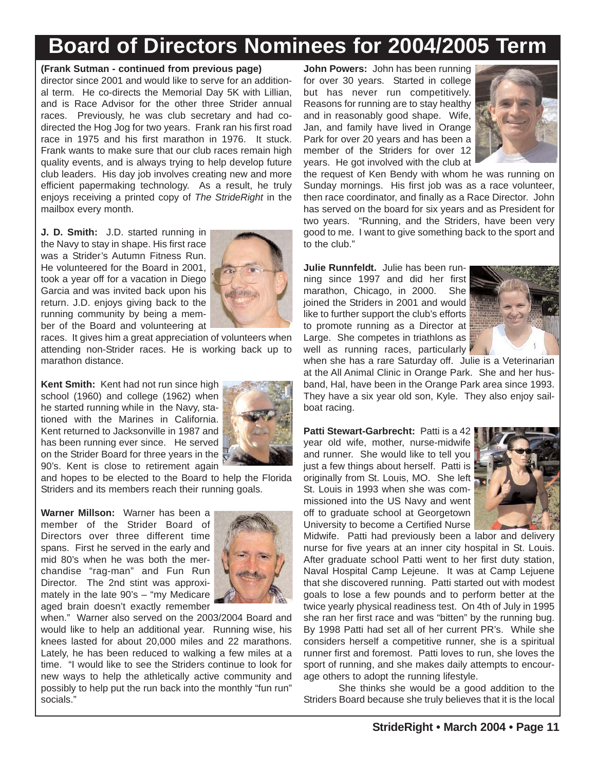# Board of Directors Nominees for 2004/2005 Term

**(Frank Sutman - continued from previous page)**
director since 2001 and would like to serve for an additional term. He co-directs the Memorial Day 5K with Lillian, and is Race Advisor for the other three Strider annual races. Previously, he was club secretary and had co-directed the Hog Jog for two years. Frank ran his first road race in 1975 and his first marathon in 1976. It stuck. Frank wants to make sure that our club races remain high quality events, and is always trying to help develop future club leaders. His day job involves creating new and more efficient papermaking technology. As a result, he truly enjoys receiving a printed copy of *The StrideRight* in the mailbox every month.

**J. D. Smith:** J.D. started running in the Navy to stay in shape. His first race was a Strider's Autumn Fitness Run. He volunteered for the Board in 2001, took a year off for a vacation in Diego Garcia and was invited back upon his return. J.D. enjoys giving back to the running community by being a member of the Board and volunteering at races. It gives him a great appreciation of volunteers when attending non-Strider races. He is working back up to marathon distance.

**Kent Smith:** Kent had not run since high school (1960) and college (1962) when he started running while in the Navy, stationed with the Marines in California. Kent returned to Jacksonville in 1987 and has been running ever since. He served on the Strider Board for three years in the 90's. Kent is close to retirement again and hopes to be elected to the Board to help the Florida Striders and its members reach their running goals.

**Warner Millson:** Warner has been a member of the Strider Board of Directors over three different time spans. First he served in the early and mid 80's when he was both the merchandise "rag-man" and Fun Run Director. The 2nd stint was approximately in the late 90's – "my Medicare aged brain doesn't exactly remember when." Warner also served on the 2003/2004 Board and would like to help an additional year. Running wise, his knees lasted for about 20,000 miles and 22 marathons. Lately, he has been reduced to walking a few miles at a time. "I would like to see the Striders continue to look for new ways to help the athletically active community and possibly to help put the run back into the monthly "fun run" socials."

**John Powers:** John has been running for over 30 years. Started in college but has never run competitively. Reasons for running are to stay healthy and in reasonably good shape. Wife, Jan, and family have lived in Orange Park for over 20 years and has been a member of the Striders for over 12 years. He got involved with the club at the request of Ken Bendy with whom he was running on Sunday mornings. His first job was as a race volunteer, then race coordinator, and finally as a Race Director. John has served on the board for six years and as President for two years. "Running, and the Striders, have been very good to me. I want to give something back to the sport and to the club."

**Julie Runnfeldt.** Julie has been running since 1997 and did her first marathon, Chicago, in 2000. She joined the Striders in 2001 and would like to further support the club's efforts to promote running as a Director at Large. She competes in triathlons as well as running races, particularly when she has a rare Saturday off. Julie is a Veterinarian at the All Animal Clinic in Orange Park. She and her husband, Hal, have been in the Orange Park area since 1993. They have a six year old son, Kyle. They also enjoy sailboat racing.

**Patti Stewart-Garbrecht:** Patti is a 42 year old wife, mother, nurse-midwife and runner. She would like to tell you just a few things about herself. Patti is originally from St. Louis, MO. She left St. Louis in 1993 when she was commissioned into the US Navy and went off to graduate school at Georgetown University to become a Certified Nurse Midwife. Patti had previously been a labor and delivery nurse for five years at an inner city hospital in St. Louis. After graduate school Patti went to her first duty station, Naval Hospital Camp Lejeune. It was at Camp Lejuene that she discovered running. Patti started out with modest goals to lose a few pounds and to perform better at the twice yearly physical readiness test. On 4th of July in 1995 she ran her first race and was "bitten" by the running bug. By 1998 Patti had set all of her current PR's. While she considers herself a competitive runner, she is a spiritual runner first and foremost. Patti loves to run, she loves the sport of running, and she makes daily attempts to encourage others to adopt the running lifestyle.

She thinks she would be a good addition to the Striders Board because she truly believes that it is the local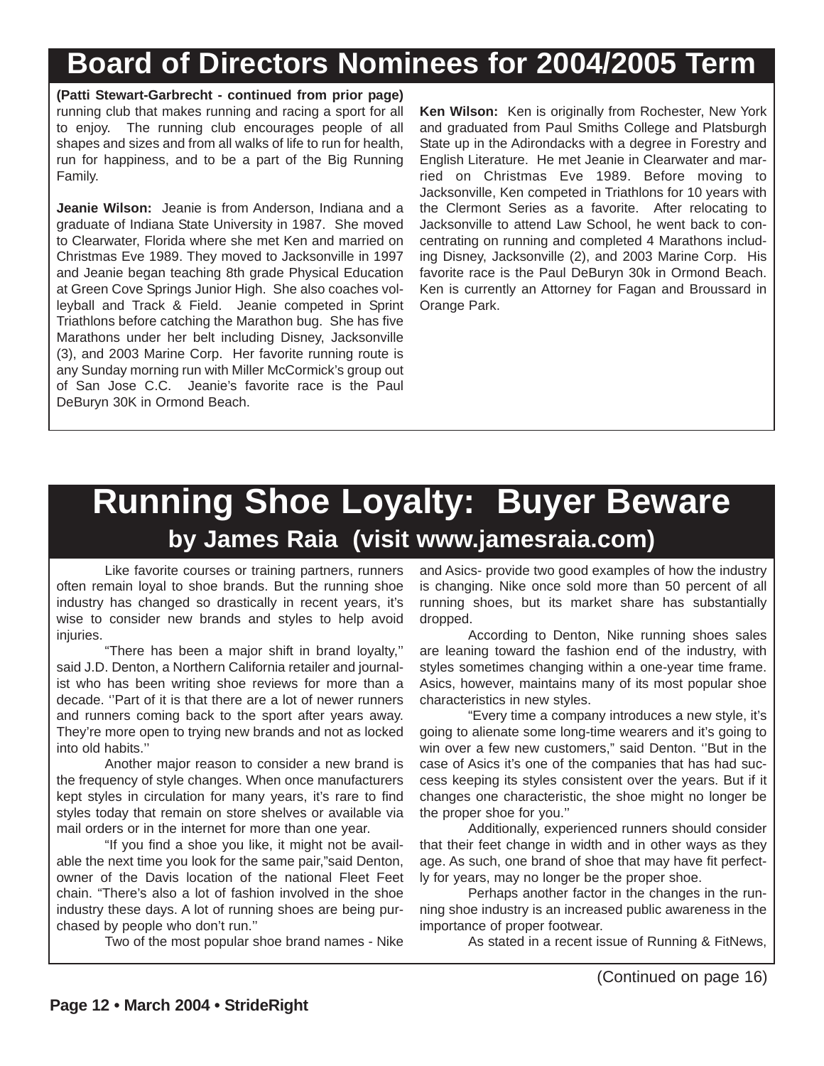# Board of Directors Nominees for 2004/2005 Term

**(Patti Stewart-Garbrecht - continued from prior page)** running club that makes running and racing a sport for all to enjoy. The running club encourages people of all shapes and sizes and from all walks of life to run for health, run for happiness, and to be a part of the Big Running Family.

**Jeanie Wilson:** Jeanie is from Anderson, Indiana and a graduate of Indiana State University in 1987. She moved to Clearwater, Florida where she met Ken and married on Christmas Eve 1989. They moved to Jacksonville in 1997 and Jeanie began teaching 8th grade Physical Education at Green Cove Springs Junior High. She also coaches volleyball and Track & Field. Jeanie competed in Sprint Triathlons before catching the Marathon bug. She has five Marathons under her belt including Disney, Jacksonville (3), and 2003 Marine Corp. Her favorite running route is any Sunday morning run with Miller McCormick's group out of San Jose C.C. Jeanie's favorite race is the Paul DeBuryn 30K in Ormond Beach.

**Ken Wilson:** Ken is originally from Rochester, New York and graduated from Paul Smiths College and Platsburgh State up in the Adirondacks with a degree in Forestry and English Literature. He met Jeanie in Clearwater and married on Christmas Eve 1989. Before moving to Jacksonville, Ken competed in Triathlons for 10 years with the Clermont Series as a favorite. After relocating to Jacksonville to attend Law School, he went back to concentrating on running and completed 4 Marathons including Disney, Jacksonville (2), and 2003 Marine Corp. His favorite race is the Paul DeBuryn 30k in Ormond Beach. Ken is currently an Attorney for Fagan and Broussard in Orange Park.

# Running Shoe Loyalty: Buyer Beware

## by James Raia (visit www.jamesraia.com)

Like favorite courses or training partners, runners often remain loyal to shoe brands. But the running shoe industry has changed so drastically in recent years, it's wise to consider new brands and styles to help avoid injuries.

"There has been a major shift in brand loyalty,'' said J.D. Denton, a Northern California retailer and journalist who has been writing shoe reviews for more than a decade. ''Part of it is that there are a lot of newer runners and runners coming back to the sport after years away. They're more open to trying new brands and not as locked into old habits.''

Another major reason to consider a new brand is the frequency of style changes. When once manufacturers kept styles in circulation for many years, it's rare to find styles today that remain on store shelves or available via mail orders or in the internet for more than one year.

"If you find a shoe you like, it might not be available the next time you look for the same pair,"said Denton, owner of the Davis location of the national Fleet Feet chain. "There's also a lot of fashion involved in the shoe industry these days. A lot of running shoes are being purchased by people who don't run.''

Two of the most popular shoe brand names - Nike and Asics- provide two good examples of how the industry is changing. Nike once sold more than 50 percent of all running shoes, but its market share has substantially dropped.

According to Denton, Nike running shoes sales are leaning toward the fashion end of the industry, with styles sometimes changing within a one-year time frame. Asics, however, maintains many of its most popular shoe characteristics in new styles.

"Every time a company introduces a new style, it's going to alienate some long-time wearers and it's going to win over a few new customers," said Denton. ''But in the case of Asics it's one of the companies that has had success keeping its styles consistent over the years. But if it changes one characteristic, the shoe might no longer be the proper shoe for you.''

Additionally, experienced runners should consider that their feet change in width and in other ways as they age. As such, one brand of shoe that may have fit perfectly for years, may no longer be the proper shoe.

Perhaps another factor in the changes in the running shoe industry is an increased public awareness in the importance of proper footwear.

As stated in a recent issue of Running & FitNews,

(Continued on page 16)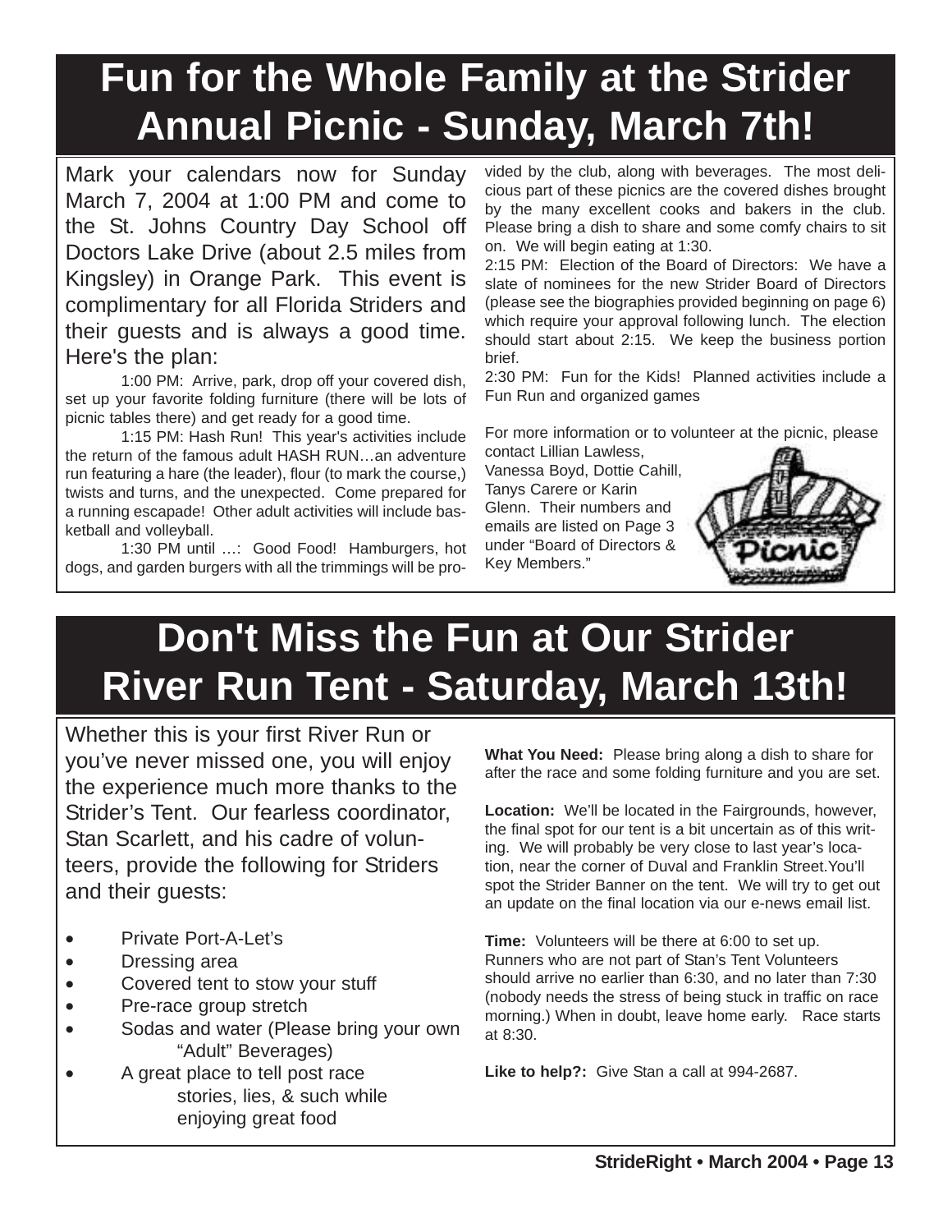# Fun for the Whole Family at the Strider Annual Picnic - Sunday, March 7th!

Mark your calendars now for Sunday March 7, 2004 at 1:00 PM and come to the St. Johns Country Day School off Doctors Lake Drive (about 2.5 miles from Kingsley) in Orange Park. This event is complimentary for all Florida Striders and their guests and is always a good time. Here's the plan:

1:00 PM: Arrive, park, drop off your covered dish, set up your favorite folding furniture (there will be lots of picnic tables there) and get ready for a good time.

1:15 PM: Hash Run! This year's activities include the return of the famous adult HASH RUN…an adventure run featuring a hare (the leader), flour (to mark the course,) twists and turns, and the unexpected. Come prepared for a running escapade! Other adult activities will include basketball and volleyball.

1:30 PM until …: Good Food! Hamburgers, hot dogs, and garden burgers with all the trimmings will be provided by the club, along with beverages. The most delicious part of these picnics are the covered dishes brought by the many excellent cooks and bakers in the club. Please bring a dish to share and some comfy chairs to sit on. We will begin eating at 1:30.

2:15 PM: Election of the Board of Directors: We have a slate of nominees for the new Strider Board of Directors (please see the biographies provided beginning on page 6) which require your approval following lunch. The election should start about 2:15. We keep the business portion brief.

2:30 PM: Fun for the Kids! Planned activities include a Fun Run and organized games

For more information or to volunteer at the picnic, please contact Lillian Lawless, Vanessa Boyd, Dottie Cahill, Tanys Carere or Karin Glenn. Their numbers and emails are listed on Page 3 under "Board of Directors & Key Members."

# Don't Miss the Fun at Our Strider River Run Tent - Saturday, March 13th!

Whether this is your first River Run or you've never missed one, you will enjoy the experience much more thanks to the Strider's Tent. Our fearless coordinator, Stan Scarlett, and his cadre of volunteers, provide the following for Striders and their guests:

- Private Port-A-Let's
- Dressing area
- Covered tent to stow your stuff
- Pre-race group stretch
- Sodas and water (Please bring your own "Adult" Beverages)
- A great place to tell post race stories, lies, & such while enjoying great food

**What You Need:** Please bring along a dish to share for after the race and some folding furniture and you are set.

**Location:** We'll be located in the Fairgrounds, however, the final spot for our tent is a bit uncertain as of this writing. We will probably be very close to last year's location, near the corner of Duval and Franklin Street.You'll spot the Strider Banner on the tent. We will try to get out an update on the final location via our e-news email list.

**Time:** Volunteers will be there at 6:00 to set up. Runners who are not part of Stan's Tent Volunteers should arrive no earlier than 6:30, and no later than 7:30 (nobody needs the stress of being stuck in traffic on race morning.) When in doubt, leave home early. Race starts at 8:30.

**Like to help?:** Give Stan a call at 994-2687.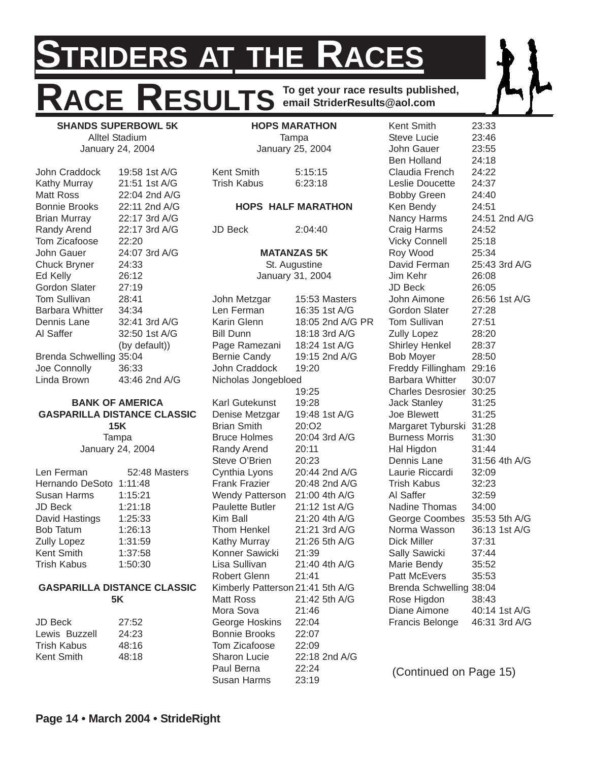# STRIDERS AT THE RACES

# RACE RESULTS

**To get your race results published, email StriderResults@aol.com**

**SHANDS SUPERBOWL 5K**
Alltel Stadium
January 24, 2004

| Name | Time |
|---|---|
| John Craddock | 19:58 1st A/G |
| Kathy Murray | 21:51 1st A/G |
| Matt Ross | 22:04 2nd A/G |
| Bonnie Brooks | 22:11 2nd A/G |
| Brian Murray | 22:17 3rd A/G |
| Randy Arend | 22:17 3rd A/G |
| Tom Zicafoose | 22:20 |
| John Gauer | 24:07 3rd A/G |
| Chuck Bryner | 24:33 |
| Ed Kelly | 26:12 |
| Gordon Slater | 27:19 |
| Tom Sullivan | 28:41 |
| Barbara Whitter | 34:34 |
| Dennis Lane | 32:41 3rd A/G |
| Al Saffer | 32:50 1st A/G (by default)) |
| Brenda Schwelling | 35:04 |
| Joe Connolly | 36:33 |
| Linda Brown | 43:46 2nd A/G |

**BANK OF AMERICA GASPARILLA DISTANCE CLASSIC 15K**
Tampa
January 24, 2004

| Name | Time |
|---|---|
| Len Ferman | 52:48 Masters |
| Hernando DeSoto | 1:11:48 |
| Susan Harms | 1:15:21 |
| JD Beck | 1:21:18 |
| David Hastings | 1:25:33 |
| Bob Tatum | 1:26:13 |
| Zully Lopez | 1:31:59 |
| Kent Smith | 1:37:58 |
| Trish Kabus | 1:50:30 |

**GASPARILLA DISTANCE CLASSIC 5K**

| Name | Time |
|---|---|
| JD Beck | 27:52 |
| Lewis Buzzell | 24:23 |
| Trish Kabus | 48:16 |
| Kent Smith | 48:18 |

**HOPS MARATHON**
Tampa
January 25, 2004

| Name | Time |
|---|---|
| Kent Smith | 5:15:15 |
| Trish Kabus | 6:23:18 |

**HOPS HALF MARATHON**

| Name | Time |
|---|---|
| JD Beck | 2:04:40 |

**MATANZAS 5K**
St. Augustine
January 31, 2004

| Name | Time |
|---|---|
| John Metzgar | 15:53 Masters |
| Len Ferman | 16:35 1st A/G |
| Karin Glenn | 18:05 2nd A/G PR |
| Bill Dunn | 18:18 3rd A/G |
| Page Ramezani | 18:24 1st A/G |
| Bernie Candy | 19:15 2nd A/G |
| John Craddock | 19:20 |
| Nicholas Jongebloed | 19:25 |
| Karl Gutekunst | 19:28 |
| Denise Metzgar | 19:48 1st A/G |
| Brian Smith | 20:O2 |
| Bruce Holmes | 20:04 3rd A/G |
| Randy Arend | 20:11 |
| Steve O'Brien | 20:23 |
| Cynthia Lyons | 20:44 2nd A/G |
| Frank Frazier | 20:48 2nd A/G |
| Wendy Patterson | 21:00 4th A/G |
| Paulette Butler | 21:12 1st A/G |
| Kim Ball | 21:20 4th A/G |
| Thom Henkel | 21:21 3rd A/G |
| Kathy Murray | 21:26 5th A/G |
| Konner Sawicki | 21:39 |
| Lisa Sullivan | 21:40 4th A/G |
| Robert Glenn | 21:41 |
| Kimberly Patterson | 21:41 5th A/G |
| Matt Ross | 21:42 5th A/G |
| Mora Sova | 21:46 |
| George Hoskins | 22:04 |
| Bonnie Brooks | 22:07 |
| Tom Zicafoose | 22:09 |
| Sharon Lucie | 22:18 2nd A/G |
| Paul Berna | 22:24 |
| Susan Harms | 23:19 |
| Kent Smith | 23:33 |
| Steve Lucie | 23:46 |
| John Gauer | 23:55 |
| Ben Holland | 24:18 |
| Claudia French | 24:22 |
| Leslie Doucette | 24:37 |
| Bobby Green | 24:40 |
| Ken Bendy | 24:51 |
| Nancy Harms | 24:51 2nd A/G |
| Craig Harms | 24:52 |
| Vicky Connell | 25:18 |
| Roy Wood | 25:34 |
| David Ferman | 25:43 3rd A/G |
| Jim Kehr | 26:08 |
| JD Beck | 26:05 |
| John Aimone | 26:56 1st A/G |
| Gordon Slater | 27:28 |
| Tom Sullivan | 27:51 |
| Zully Lopez | 28:20 |
| Shirley Henkel | 28:37 |
| Bob Moyer | 28:50 |
| Freddy Fillingham | 29:16 |
| Barbara Whitter | 30:07 |
| Charles Desrosier | 30:25 |
| Jack Stanley | 31:25 |
| Joe Blewett | 31:25 |
| Margaret Tyburski | 31:28 |
| Burness Morris | 31:30 |
| Hal Higdon | 31:44 |
| Dennis Lane | 31:56 4th A/G |
| Laurie Riccardi | 32:09 |
| Trish Kabus | 32:23 |
| Al Saffer | 32:59 |
| Nadine Thomas | 34:00 |
| George Coombes | 35:53 5th A/G |
| Norma Wasson | 36:13 1st A/G |
| Dick Miller | 37:31 |
| Sally Sawicki | 37:44 |
| Marie Bendy | 35:52 |
| Patt McEvers | 35:53 |
| Brenda Schwelling | 38:04 |
| Rose Higdon | 38:43 |
| Diane Aimone | 40:14 1st A/G |
| Francis Belonge | 46:31 3rd A/G |

(Continued on Page 15)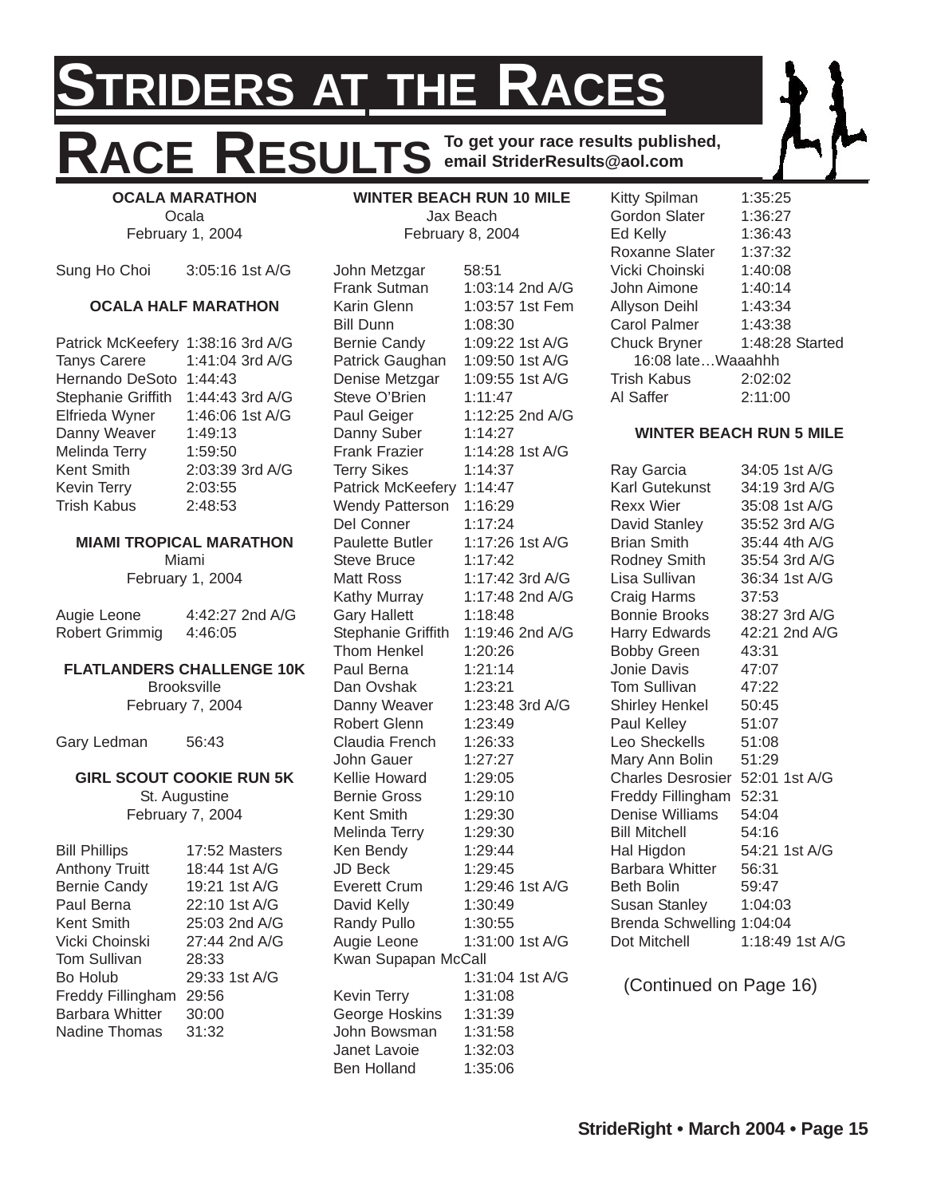# STRIDERS AT THE RACES

# RACE RESULTS

**To get your race results published, email StriderResults@aol.com**

### OCALA MARATHON
Ocala
February 1, 2004

| | | |
|---|---|---|
| Sung Ho Choi | 3:05:16 | 1st A/G |

### OCALA HALF MARATHON

| | | |
|---|---|---|
| Patrick McKeefery | 1:38:16 | 3rd A/G |
| Tanys Carere | 1:41:04 | 3rd A/G |
| Hernando DeSoto | 1:44:43 | |
| Stephanie Griffith | 1:44:43 | 3rd A/G |
| Elfrieda Wyner | 1:46:06 | 1st A/G |
| Danny Weaver | 1:49:13 | |
| Melinda Terry | 1:59:50 | |
| Kent Smith | 2:03:39 | 3rd A/G |
| Kevin Terry | 2:03:55 | |
| Trish Kabus | 2:48:53 | |

### MIAMI TROPICAL MARATHON
Miami
February 1, 2004

| | | |
|---|---|---|
| Augie Leone | 4:42:27 | 2nd A/G |
| Robert Grimmig | 4:46:05 | |

### FLATLANDERS CHALLENGE 10K
Brooksville
February 7, 2004

| | |
|---|---|
| Gary Ledman | 56:43 |

### GIRL SCOUT COOKIE RUN 5K
St. Augustine
February 7, 2004

| | | |
|---|---|---|
| Bill Phillips | 17:52 | Masters |
| Anthony Truitt | 18:44 | 1st A/G |
| Bernie Candy | 19:21 | 1st A/G |
| Paul Berna | 22:10 | 1st A/G |
| Kent Smith | 25:03 | 2nd A/G |
| Vicki Choinski | 27:44 | 2nd A/G |
| Tom Sullivan | 28:33 | |
| Bo Holub | 29:33 | 1st A/G |
| Freddy Fillingham | 29:56 | |
| Barbara Whitter | 30:00 | |
| Nadine Thomas | 31:32 | |

### WINTER BEACH RUN 10 MILE
Jax Beach
February 8, 2004

| | | |
|---|---|---|
| John Metzgar | 58:51 | |
| Frank Sutman | 1:03:14 | 2nd A/G |
| Karin Glenn | 1:03:57 | 1st Fem |
| Bill Dunn | 1:08:30 | |
| Bernie Candy | 1:09:22 | 1st A/G |
| Patrick Gaughan | 1:09:50 | 1st A/G |
| Denise Metzgar | 1:09:55 | 1st A/G |
| Steve O'Brien | 1:11:47 | |
| Paul Geiger | 1:12:25 | 2nd A/G |
| Danny Suber | 1:14:27 | |
| Frank Frazier | 1:14:28 | 1st A/G |
| Terry Sikes | 1:14:37 | |
| Patrick McKeefery | 1:14:47 | |
| Wendy Patterson | 1:16:29 | |
| Del Conner | 1:17:24 | |
| Paulette Butler | 1:17:26 | 1st A/G |
| Steve Bruce | 1:17:42 | |
| Matt Ross | 1:17:42 | 3rd A/G |
| Kathy Murray | 1:17:48 | 2nd A/G |
| Gary Hallett | 1:18:48 | |
| Stephanie Griffith | 1:19:46 | 2nd A/G |
| Thom Henkel | 1:20:26 | |
| Paul Berna | 1:21:14 | |
| Dan Ovshak | 1:23:21 | |
| Danny Weaver | 1:23:48 | 3rd A/G |
| Robert Glenn | 1:23:49 | |
| Claudia French | 1:26:33 | |
| John Gauer | 1:27:27 | |
| Kellie Howard | 1:29:05 | |
| Bernie Gross | 1:29:10 | |
| Kent Smith | 1:29:30 | |
| Melinda Terry | 1:29:30 | |
| Ken Bendy | 1:29:44 | |
| JD Beck | 1:29:45 | |
| Everett Crum | 1:29:46 | 1st A/G |
| David Kelly | 1:30:49 | |
| Randy Pullo | 1:30:55 | |
| Augie Leone | 1:31:00 | 1st A/G |
| Kwan Supapan McCall | 1:31:04 | 1st A/G |
| Kevin Terry | 1:31:08 | |
| George Hoskins | 1:31:39 | |
| John Bowsman | 1:31:58 | |
| Janet Lavoie | 1:32:03 | |
| Ben Holland | 1:35:06 | |
| Kitty Spilman | 1:35:25 | |
| Gordon Slater | 1:36:27 | |
| Ed Kelly | 1:36:43 | |
| Roxanne Slater | 1:37:32 | |
| Vicki Choinski | 1:40:08 | |
| John Aimone | 1:40:14 | |
| Allyson Deihl | 1:43:34 | |
| Carol Palmer | 1:43:38 | |
| Chuck Bryner | 1:48:28 | Started 16:08 late…Waaahhh |
| Trish Kabus | 2:02:02 | |
| Al Saffer | 2:11:00 | |

### WINTER BEACH RUN 5 MILE

| | | |
|---|---|---|
| Ray Garcia | 34:05 | 1st A/G |
| Karl Gutekunst | 34:19 | 3rd A/G |
| Rexx Wier | 35:08 | 1st A/G |
| David Stanley | 35:52 | 3rd A/G |
| Brian Smith | 35:44 | 4th A/G |
| Rodney Smith | 35:54 | 3rd A/G |
| Lisa Sullivan | 36:34 | 1st A/G |
| Craig Harms | 37:53 | |
| Bonnie Brooks | 38:27 | 3rd A/G |
| Harry Edwards | 42:21 | 2nd A/G |
| Bobby Green | 43:31 | |
| Jonie Davis | 47:07 | |
| Tom Sullivan | 47:22 | |
| Shirley Henkel | 50:45 | |
| Paul Kelley | 51:07 | |
| Leo Sheckells | 51:08 | |
| Mary Ann Bolin | 51:29 | |
| Charles Desrosier | 52:01 | 1st A/G |
| Freddy Fillingham | 52:31 | |
| Denise Williams | 54:04 | |
| Bill Mitchell | 54:16 | |
| Hal Higdon | 54:21 | 1st A/G |
| Barbara Whitter | 56:31 | |
| Beth Bolin | 59:47 | |
| Susan Stanley | 1:04:03 | |
| Brenda Schwelling | 1:04:04 | |
| Dot Mitchell | 1:18:49 | 1st A/G |

(Continued on Page 16)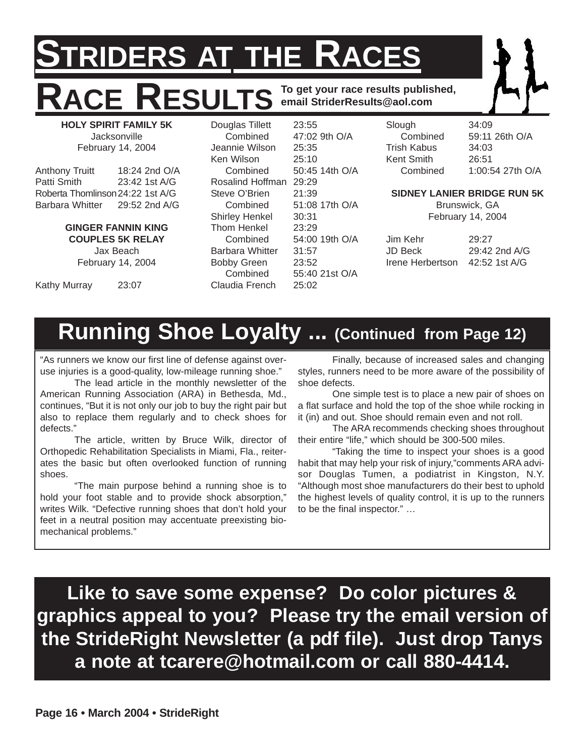# STRIDERS AT THE RACES

## RACE RESULTS

**To get your race results published, email StriderResults@aol.com**

**HOLY SPIRIT FAMILY 5K**
Jacksonville
February 14, 2004

| | |
|---|---|
| Anthony Truitt | 18:24 2nd O/A |
| Patti Smith | 23:42 1st A/G |
| Roberta Thomlinson | 24:22 1st A/G |
| Barbara Whitter | 29:52 2nd A/G |

**GINGER FANNIN KING COUPLES 5K RELAY**
Jax Beach
February 14, 2004

| | |
|---|---|
| Kathy Murray | 23:07 |
| Douglas Tillett | 23:55 |
| Combined | 47:02 9th O/A |
| Jeannie Wilson | 25:35 |
| Ken Wilson | 25:10 |
| Combined | 50:45 14th O/A |
| Rosalind Hoffman | 29:29 |
| Steve O'Brien | 21:39 |
| Combined | 51:08 17th O/A |
| Shirley Henkel | 30:31 |
| Thom Henkel | 23:29 |
| Combined | 54:00 19th O/A |
| Barbara Whitter | 31:57 |
| Bobby Green | 23:52 |
| Combined | 55:40 21st O/A |
| Claudia French | 25:02 |
| Slough | 34:09 |
| Combined | 59:11 26th O/A |
| Trish Kabus | 34:03 |
| Kent Smith | 26:51 |
| Combined | 1:00:54 27th O/A |

**SIDNEY LANIER BRIDGE RUN 5K**
Brunswick, GA
February 14, 2004

| | |
|---|---|
| Jim Kehr | 29:27 |
| JD Beck | 29:42 2nd A/G |
| Irene Herbertson | 42:52 1st A/G |

## Running Shoe Loyalty ... (Continued from Page 12)

"As runners we know our first line of defense against overuse injuries is a good-quality, low-mileage running shoe."

The lead article in the monthly newsletter of the American Running Association (ARA) in Bethesda, Md., continues, "But it is not only our job to buy the right pair but also to replace them regularly and to check shoes for defects."

The article, written by Bruce Wilk, director of Orthopedic Rehabilitation Specialists in Miami, Fla., reiterates the basic but often overlooked function of running shoes.

"The main purpose behind a running shoe is to hold your foot stable and to provide shock absorption," writes Wilk. "Defective running shoes that don't hold your feet in a neutral position may accentuate preexisting biomechanical problems."

Finally, because of increased sales and changing styles, runners need to be more aware of the possibility of shoe defects.

One simple test is to place a new pair of shoes on a flat surface and hold the top of the shoe while rocking in it (in) and out. Shoe should remain even and not roll.

The ARA recommends checking shoes throughout their entire "life," which should be 300-500 miles.

"Taking the time to inspect your shoes is a good habit that may help your risk of injury,"comments ARA advisor Douglas Tumen, a podiatrist in Kingston, N.Y. "Although most shoe manufacturers do their best to uphold the highest levels of quality control, it is up to the runners to be the final inspector." …

**Like to save some expense? Do color pictures & graphics appeal to you? Please try the email version of the StrideRight Newsletter (a pdf file). Just drop Tanys a note at tcarere@hotmail.com or call 880-4414.**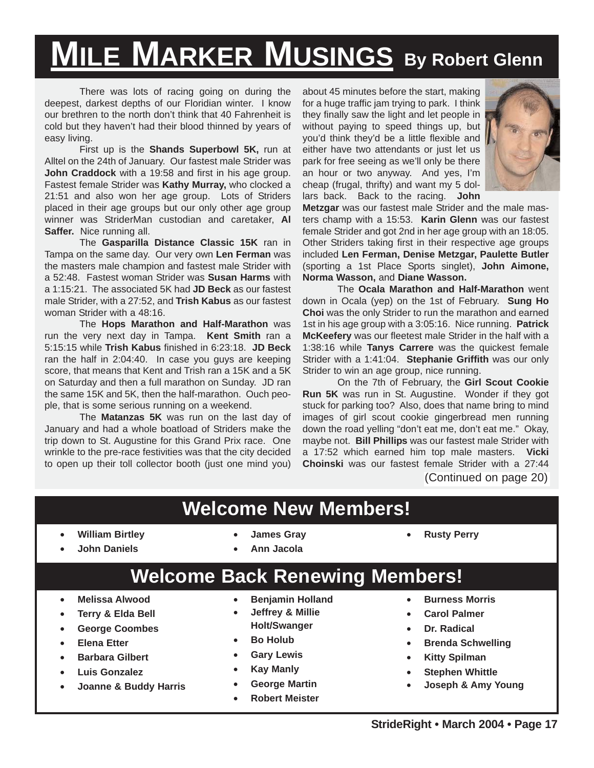# Mile Marker Musings By Robert Glenn

There was lots of racing going on during the deepest, darkest depths of our Floridian winter. I know our brethren to the north don't think that 40 Fahrenheit is cold but they haven't had their blood thinned by years of easy living.

First up is the **Shands Superbowl 5K,** run at Alltel on the 24th of January. Our fastest male Strider was **John Craddock** with a 19:58 and first in his age group. Fastest female Strider was **Kathy Murray,** who clocked a 21:51 and also won her age group. Lots of Striders placed in their age groups but our only other age group winner was StriderMan custodian and caretaker, **Al Saffer.** Nice running all.

The **Gasparilla Distance Classic 15K** ran in Tampa on the same day. Our very own **Len Ferman** was the masters male champion and fastest male Strider with a 52:48. Fastest woman Strider was **Susan Harms** with a 1:15:21. The associated 5K had **JD Beck** as our fastest male Strider, with a 27:52, and **Trish Kabus** as our fastest woman Strider with a 48:16.

The **Hops Marathon and Half-Marathon** was run the very next day in Tampa. **Kent Smith** ran a 5:15:15 while **Trish Kabus** finished in 6:23:18. **JD Beck** ran the half in 2:04:40. In case you guys are keeping score, that means that Kent and Trish ran a 15K and a 5K on Saturday and then a full marathon on Sunday. JD ran the same 15K and 5K, then the half-marathon. Ouch people, that is some serious running on a weekend.

The **Matanzas 5K** was run on the last day of January and had a whole boatload of Striders make the trip down to St. Augustine for this Grand Prix race. One wrinkle to the pre-race festivities was that the city decided to open up their toll collector booth (just one mind you) about 45 minutes before the start, making for a huge traffic jam trying to park. I think they finally saw the light and let people in without paying to speed things up, but you'd think they'd be a little flexible and either have two attendants or just let us park for free seeing as we'll only be there an hour or two anyway. And yes, I'm cheap (frugal, thrifty) and want my 5 dollars back. Back to the racing. **John Metzgar** was our fastest male Strider and the male masters champ with a 15:53. **Karin Glenn** was our fastest female Strider and got 2nd in her age group with an 18:05. Other Striders taking first in their respective age groups included **Len Ferman, Denise Metzgar, Paulette Butler** (sporting a 1st Place Sports singlet), **John Aimone, Norma Wasson,** and **Diane Wasson.**

The **Ocala Marathon and Half-Marathon** went down in Ocala (yep) on the 1st of February. **Sung Ho Choi** was the only Strider to run the marathon and earned 1st in his age group with a 3:05:16. Nice running. **Patrick McKeefery** was our fleetest male Strider in the half with a 1:38:16 while **Tanys Carrere** was the quickest female Strider with a 1:41:04. **Stephanie Griffith** was our only Strider to win an age group, nice running.

On the 7th of February, the **Girl Scout Cookie Run 5K** was run in St. Augustine. Wonder if they got stuck for parking too? Also, does that name bring to mind images of girl scout cookie gingerbread men running down the road yelling "don't eat me, don't eat me." Okay, maybe not. **Bill Phillips** was our fastest male Strider with a 17:52 which earned him top male masters. **Vicki Choinski** was our fastest female Strider with a 27:44

(Continued on page 20)

## Welcome New Members!

- **William Birtley**
- **John Daniels**
- **James Gray**
- **Ann Jacola**
- **Rusty Perry**

## Welcome Back Renewing Members!

- **Melissa Alwood**
- **Terry & Elda Bell**
- **George Coombes**
- **Elena Etter**
- **Barbara Gilbert**
- **Luis Gonzalez**
- **Joanne & Buddy Harris**
- **Benjamin Holland**
- **Jeffrey & Millie Holt/Swanger**
- **Bo Holub**
- **Gary Lewis**
- **Kay Manly**
- **George Martin**
- **Robert Meister**
- **Burness Morris**
- **Carol Palmer**
- **Dr. Radical**
- **Brenda Schwelling**
- **Kitty Spilman**
- **Stephen Whittle**
- **Joseph & Amy Young**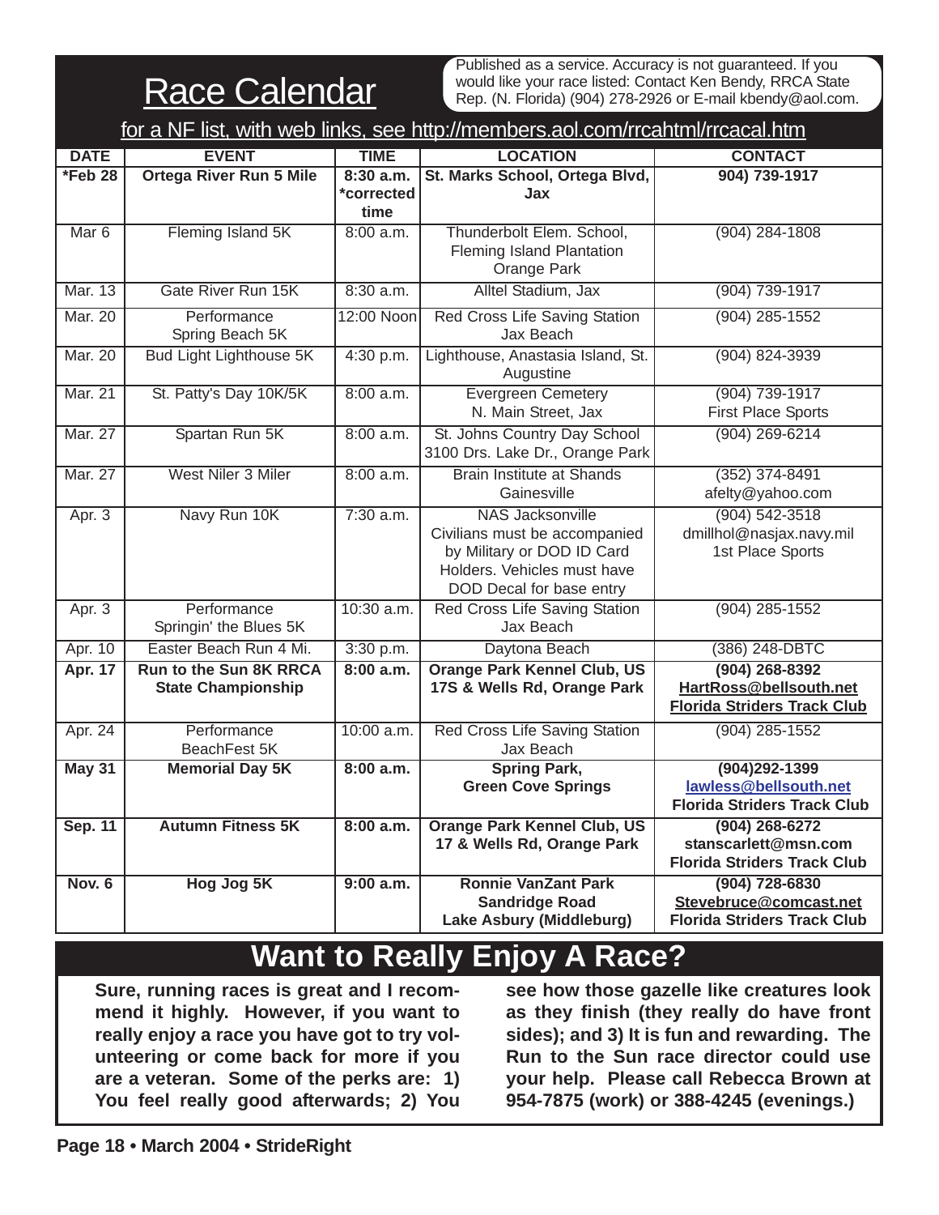# Race Calendar

Published as a service. Accuracy is not guaranteed. If you would like your race listed: Contact Ken Bendy, RRCA State Rep. (N. Florida) (904) 278-2926 or E-mail kbendy@aol.com.

for a NF list, with web links, see http://members.aol.com/rrcahtml/rrcacal.htm

| DATE | EVENT | TIME | LOCATION | CONTACT |
|---|---|---|---|---|
| **\*Feb 28** | **Ortega River Run 5 Mile** | **8:30 a.m. \*corrected time** | **St. Marks School, Ortega Blvd, Jax** | **904) 739-1917** |
| Mar 6 | Fleming Island 5K | 8:00 a.m. | Thunderbolt Elem. School, Fleming Island Plantation Orange Park | (904) 284-1808 |
| Mar. 13 | Gate River Run 15K | 8:30 a.m. | Alltel Stadium, Jax | (904) 739-1917 |
| Mar. 20 | Performance Spring Beach 5K | 12:00 Noon | Red Cross Life Saving Station Jax Beach | (904) 285-1552 |
| Mar. 20 | Bud Light Lighthouse 5K | 4:30 p.m. | Lighthouse, Anastasia Island, St. Augustine | (904) 824-3939 |
| Mar. 21 | St. Patty's Day 10K/5K | 8:00 a.m. | Evergreen Cemetery N. Main Street, Jax | (904) 739-1917 First Place Sports |
| Mar. 27 | Spartan Run 5K | 8:00 a.m. | St. Johns Country Day School 3100 Drs. Lake Dr., Orange Park | (904) 269-6214 |
| Mar. 27 | West Niler 3 Miler | 8:00 a.m. | Brain Institute at Shands Gainesville | (352) 374-8491 afelty@yahoo.com |
| Apr. 3 | Navy Run 10K | 7:30 a.m. | NAS Jacksonville Civilians must be accompanied by Military or DOD ID Card Holders. Vehicles must have DOD Decal for base entry | (904) 542-3518 dmillhol@nasjax.navy.mil 1st Place Sports |
| Apr. 3 | Performance Springin' the Blues 5K | 10:30 a.m. | Red Cross Life Saving Station Jax Beach | (904) 285-1552 |
| Apr. 10 | Easter Beach Run 4 Mi. | 3:30 p.m. | Daytona Beach | (386) 248-DBTC |
| **Apr. 17** | **Run to the Sun 8K RRCA State Championship** | **8:00 a.m.** | **Orange Park Kennel Club, US 17S & Wells Rd, Orange Park** | **(904) 268-8392 HartRoss@bellsouth.net Florida Striders Track Club** |
| Apr. 24 | Performance BeachFest 5K | 10:00 a.m. | Red Cross Life Saving Station Jax Beach | (904) 285-1552 |
| **May 31** | **Memorial Day 5K** | **8:00 a.m.** | **Spring Park, Green Cove Springs** | **(904)292-1399 lawless@bellsouth.net Florida Striders Track Club** |
| **Sep. 11** | **Autumn Fitness 5K** | **8:00 a.m.** | **Orange Park Kennel Club, US 17 & Wells Rd, Orange Park** | **(904) 268-6272 stanscarlett@msn.com Florida Striders Track Club** |
| **Nov. 6** | **Hog Jog 5K** | **9:00 a.m.** | **Ronnie VanZant Park Sandridge Road Lake Asbury (Middleburg)** | **(904) 728-6830 Stevebruce@comcast.net Florida Striders Track Club** |

## Want to Really Enjoy A Race?

**Sure, running races is great and I recommend it highly. However, if you want to really enjoy a race you have got to try volunteering or come back for more if you are a veteran. Some of the perks are: 1) You feel really good afterwards; 2) You see how those gazelle like creatures look as they finish (they really do have front sides); and 3) It is fun and rewarding. The Run to the Sun race director could use your help. Please call Rebecca Brown at 954-7875 (work) or 388-4245 (evenings.)**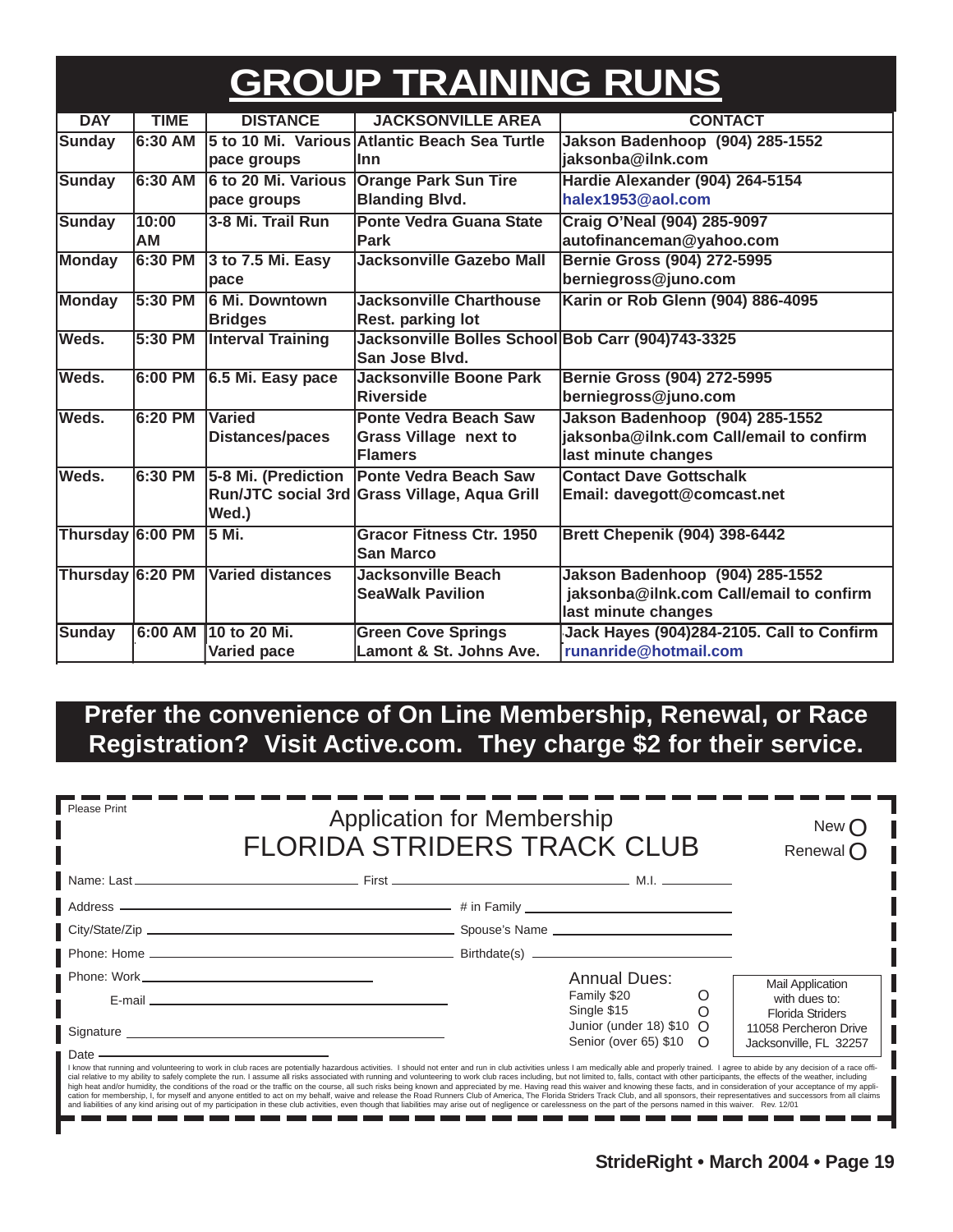# GROUP TRAINING RUNS

| DAY | TIME | DISTANCE | JACKSONVILLE AREA | CONTACT |
|---|---|---|---|---|
| Sunday | 6:30 AM | 5 to 10 Mi. Various pace groups | Atlantic Beach Sea Turtle Inn | Jakson Badenhoop (904) 285-1552 jaksonba@ilnk.com |
| Sunday | 6:30 AM | 6 to 20 Mi. Various pace groups | Orange Park Sun Tire Blanding Blvd. | Hardie Alexander (904) 264-5154 halex1953@aol.com |
| Sunday | 10:00 AM | 3-8 Mi. Trail Run | Ponte Vedra Guana State Park | Craig O'Neal (904) 285-9097 autofinanceman@yahoo.com |
| Monday | 6:30 PM | 3 to 7.5 Mi. Easy pace | Jacksonville Gazebo Mall | Bernie Gross (904) 272-5995 berniegross@juno.com |
| Monday | 5:30 PM | 6 Mi. Downtown Bridges | Jacksonville Charthouse Rest. parking lot | Karin or Rob Glenn (904) 886-4095 |
| Weds. | 5:30 PM | Interval Training | Jacksonville Bolles School San Jose Blvd. | Bob Carr (904)743-3325 |
| Weds. | 6:00 PM | 6.5 Mi. Easy pace | Jacksonville Boone Park Riverside | Bernie Gross (904) 272-5995 berniegross@juno.com |
| Weds. | 6:20 PM | Varied Distances/paces | Ponte Vedra Beach Saw Grass Village next to Flamers | Jakson Badenhoop (904) 285-1552 jaksonba@ilnk.com Call/email to confirm last minute changes |
| Weds. | 6:30 PM | 5-8 Mi. (Prediction Run/JTC social 3rd Wed.) | Ponte Vedra Beach Saw Grass Village, Aqua Grill | Contact Dave Gottschalk Email: davegott@comcast.net |
| Thursday | 6:00 PM | 5 Mi. | Gracor Fitness Ctr. 1950 San Marco | Brett Chepenik (904) 398-6442 |
| Thursday | 6:20 PM | Varied distances | Jacksonville Beach SeaWalk Pavilion | Jakson Badenhoop (904) 285-1552 jaksonba@ilnk.com Call/email to confirm last minute changes |
| Sunday | 6:00 AM | 10 to 20 Mi. Varied pace | Green Cove Springs Lamont & St. Johns Ave. | Jack Hayes (904)284-2105. Call to Confirm runanride@hotmail.com |

**Prefer the convenience of On Line Membership, Renewal, or Race Registration? Visit Active.com. They charge $2 for their service.**

---

Please Print

## Application for Membership
## FLORIDA STRIDERS TRACK CLUB

New ○
Renewal ○

Name: Last ____________ First ____________ M.I. ________

Address ____________ # in Family ____________

City/State/Zip ____________ Spouse's Name ____________

Phone: Home ____________ Birthdate(s) ____________

Phone: Work ____________

E-mail ____________

Signature ____________

Date ____________

Annual Dues:
- Family $20 ○
- Single $15 ○
- Junior (under 18) $10 ○
- Senior (over 65) $10 ○

Mail Application with dues to:
Florida Striders
11058 Percheron Drive
Jacksonville, FL 32257

I know that running and volunteering to work in club races are potentially hazardous activities. I should not enter and run in club activities unless I am medically able and properly trained. I agree to abide by any decision of a race official relative to my ability to safely complete the run. I assume all risks associated with running and volunteering to work club races including, but not limited to, falls, contact with other participants, the effects of the weather, including high heat and/or humidity, the conditions of the road or the traffic on the course, all such risks being known and appreciated by me. Having read this waiver and knowing these facts, and in consideration of your acceptance of my application for membership, I, for myself and anyone entitled to act on my behalf, waive and release the Road Runners Club of America, The Florida Striders Track Club, and all sponsors, their representatives and successors from all claims and liabilities of any kind arising out of my participation in these club activities, even though that liabilities may arise out of negligence or carelessness on the part of the persons named in this waiver. Rev. 12/01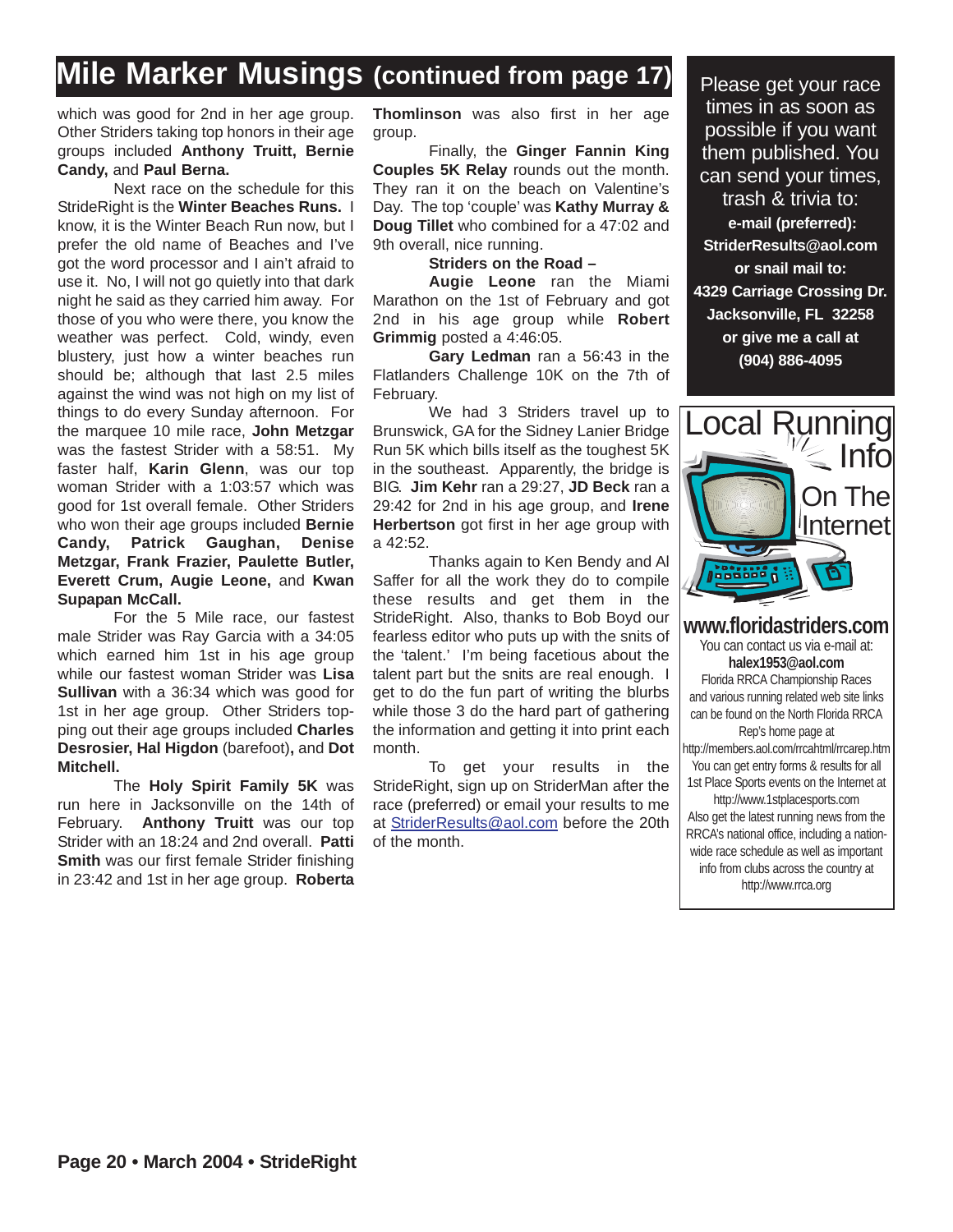# Mile Marker Musings (continued from page 17)

which was good for 2nd in her age group. Other Striders taking top honors in their age groups included **Anthony Truitt, Bernie Candy,** and **Paul Berna.**

Next race on the schedule for this StrideRight is the **Winter Beaches Runs.** I know, it is the Winter Beach Run now, but I prefer the old name of Beaches and I've got the word processor and I ain't afraid to use it. No, I will not go quietly into that dark night he said as they carried him away. For those of you who were there, you know the weather was perfect. Cold, windy, even blustery, just how a winter beaches run should be; although that last 2.5 miles against the wind was not high on my list of things to do every Sunday afternoon. For the marquee 10 mile race, **John Metzgar** was the fastest Strider with a 58:51. My faster half, **Karin Glenn**, was our top woman Strider with a 1:03:57 which was good for 1st overall female. Other Striders who won their age groups included **Bernie Candy, Patrick Gaughan, Denise Metzgar, Frank Frazier, Paulette Butler, Everett Crum, Augie Leone,** and **Kwan Supapan McCall.**

For the 5 Mile race, our fastest male Strider was Ray Garcia with a 34:05 which earned him 1st in his age group while our fastest woman Strider was **Lisa Sullivan** with a 36:34 which was good for 1st in her age group. Other Striders topping out their age groups included **Charles Desrosier, Hal Higdon** (barefoot)**,** and **Dot Mitchell.**

The **Holy Spirit Family 5K** was run here in Jacksonville on the 14th of February. **Anthony Truitt** was our top Strider with an 18:24 and 2nd overall. **Patti Smith** was our first female Strider finishing in 23:42 and 1st in her age group. **Roberta Thomlinson** was also first in her age group.

Finally, the **Ginger Fannin King Couples 5K Relay** rounds out the month. They ran it on the beach on Valentine's Day. The top 'couple' was **Kathy Murray & Doug Tillet** who combined for a 47:02 and 9th overall, nice running.

**Striders on the Road –**

**Augie Leone** ran the Miami Marathon on the 1st of February and got 2nd in his age group while **Robert Grimmig** posted a 4:46:05.

**Gary Ledman** ran a 56:43 in the Flatlanders Challenge 10K on the 7th of February.

We had 3 Striders travel up to Brunswick, GA for the Sidney Lanier Bridge Run 5K which bills itself as the toughest 5K in the southeast. Apparently, the bridge is BIG. **Jim Kehr** ran a 29:27, **JD Beck** ran a 29:42 for 2nd in his age group, and **Irene Herbertson** got first in her age group with a 42:52.

Thanks again to Ken Bendy and Al Saffer for all the work they do to compile these results and get them in the StrideRight. Also, thanks to Bob Boyd our fearless editor who puts up with the snits of the 'talent.' I'm being facetious about the talent part but the snits are real enough. I get to do the fun part of writing the blurbs while those 3 do the hard part of gathering the information and getting it into print each month.

To get your results in the StrideRight, sign up on StriderMan after the race (preferred) or email your results to me at StriderResults@aol.com before the 20th of the month.

Please get your race times in as soon as possible if you want them published. You can send your times, trash & trivia to:

**e-mail (preferred):**
**StriderResults@aol.com**
**or snail mail to:**
**4329 Carriage Crossing Dr.**
**Jacksonville, FL 32258**
**or give me a call at**
**(904) 886-4095**

## Local Running Info On The Internet

**www.floridastriders.com**

You can contact us via e-mail at:
**halex1953@aol.com**

Florida RRCA Championship Races and various running related web site links can be found on the North Florida RRCA Rep's home page at http://members.aol.com/rrcahtml/rrcarep.htm

You can get entry forms & results for all 1st Place Sports events on the Internet at http://www.1stplacesports.com

Also get the latest running news from the RRCA's national office, including a nation-wide race schedule as well as important info from clubs across the country at http://www.rrca.org